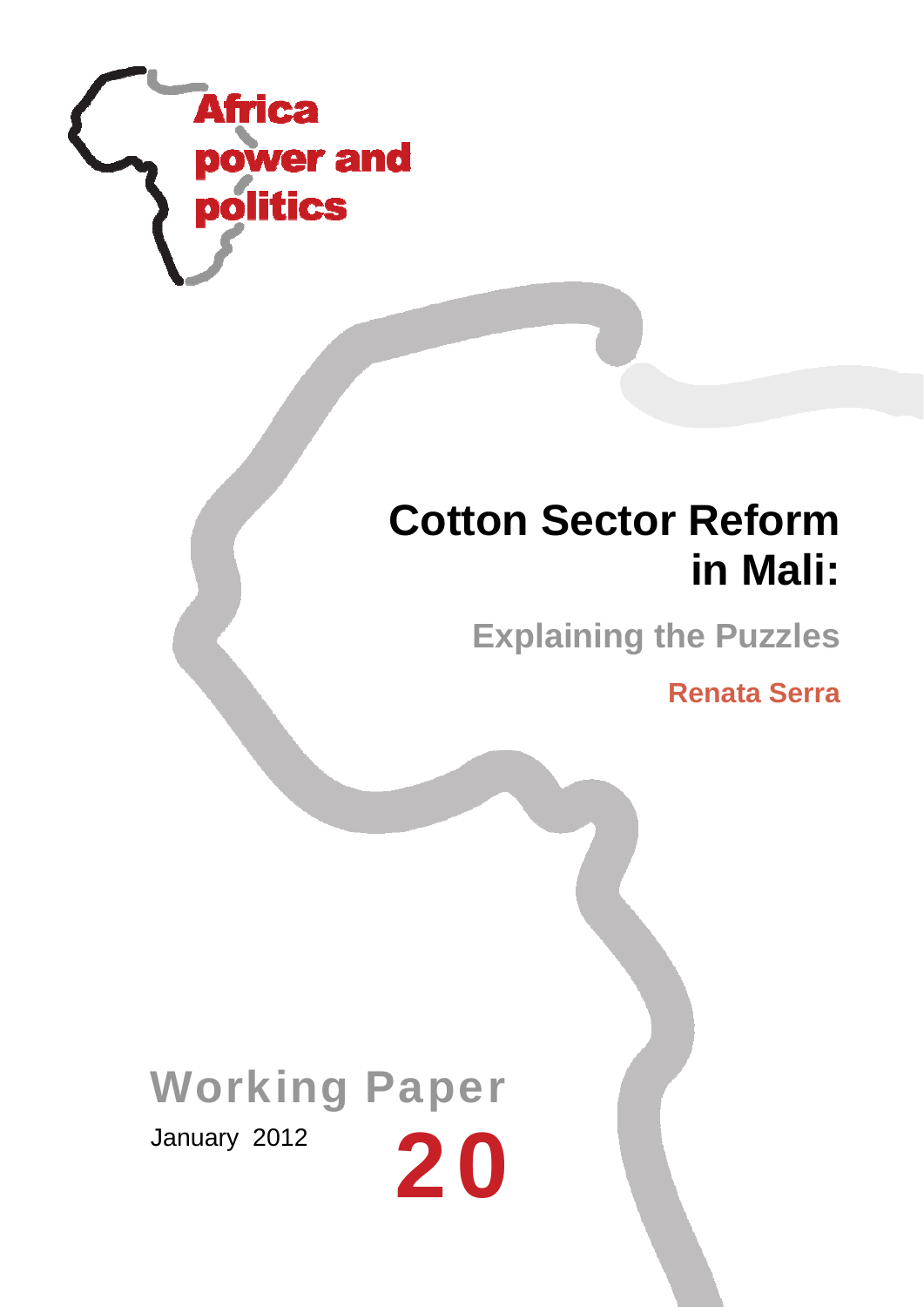Africa power and politics

# Cotton Sector Reform in Mali:

## Explaining the Puzzles

**Renata Serra**

**Working Paper**

January 2012

**20**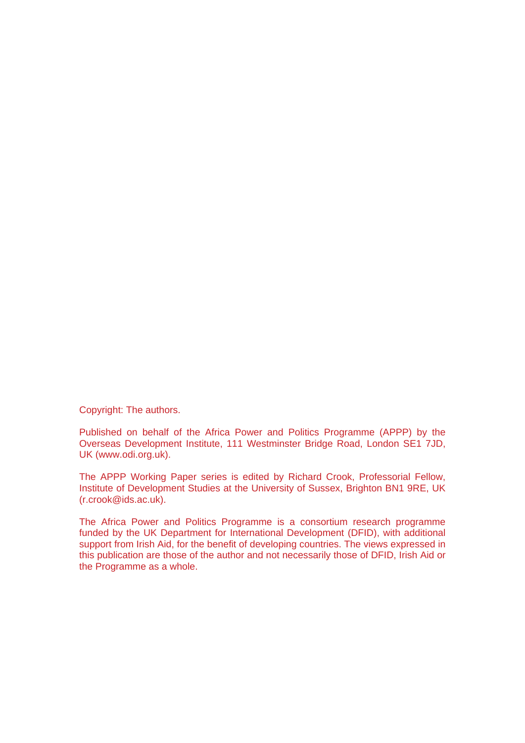Copyright: The authors.

Published on behalf of the Africa Power and Politics Programme (APPP) by the Overseas Development Institute, 111 Westminster Bridge Road, London SE1 7JD, UK (www.odi.org.uk).

The APPP Working Paper series is edited by Richard Crook, Professorial Fellow, Institute of Development Studies at the University of Sussex, Brighton BN1 9RE, UK (r.crook@ids.ac.uk).

The Africa Power and Politics Programme is a consortium research programme funded by the UK Department for International Development (DFID), with additional support from Irish Aid, for the benefit of developing countries. The views expressed in this publication are those of the author and not necessarily those of DFID, Irish Aid or the Programme as a whole.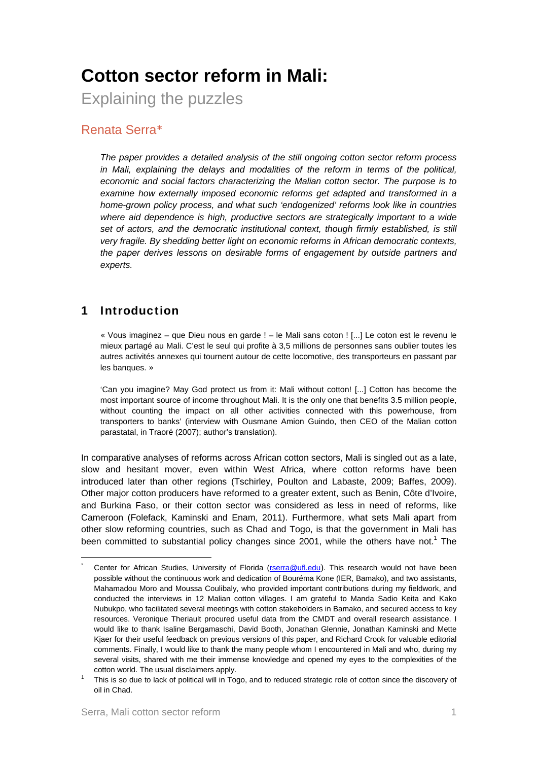# Cotton sector reform in Mali:

## Explaining the puzzles

Renata Serra*

*The paper provides a detailed analysis of the still ongoing cotton sector reform process in Mali, explaining the delays and modalities of the reform in terms of the political, economic and social factors characterizing the Malian cotton sector. The purpose is to examine how externally imposed economic reforms get adapted and transformed in a home-grown policy process, and what such 'endogenized' reforms look like in countries where aid dependence is high, productive sectors are strategically important to a wide set of actors, and the democratic institutional context, though firmly established, is still very fragile. By shedding better light on economic reforms in African democratic contexts, the paper derives lessons on desirable forms of engagement by outside partners and experts.*

## 1 Introduction

> « Vous imaginez – que Dieu nous en garde ! – le Mali sans coton ! [...] Le coton est le revenu le mieux partagé au Mali. C'est le seul qui profite à 3,5 millions de personnes sans oublier toutes les autres activités annexes qui tournent autour de cette locomotive, des transporteurs en passant par les banques. »
>
> 'Can you imagine? May God protect us from it: Mali without cotton! [...] Cotton has become the most important source of income throughout Mali. It is the only one that benefits 3.5 million people, without counting the impact on all other activities connected with this powerhouse, from transporters to banks' (interview with Ousmane Amion Guindo, then CEO of the Malian cotton parastatal, in Traoré (2007); author's translation).

In comparative analyses of reforms across African cotton sectors, Mali is singled out as a late, slow and hesitant mover, even within West Africa, where cotton reforms have been introduced later than other regions (Tschirley, Poulton and Labaste, 2009; Baffes, 2009). Other major cotton producers have reformed to a greater extent, such as Benin, Côte d'Ivoire, and Burkina Faso, or their cotton sector was considered as less in need of reforms, like Cameroon (Folefack, Kaminski and Enam, 2011). Furthermore, what sets Mali apart from other slow reforming countries, such as Chad and Togo, is that the government in Mali has been committed to substantial policy changes since 2001, while the others have not.[1] The

---

* Center for African Studies, University of Florida (rserra@ufl.edu). This research would not have been possible without the continuous work and dedication of Bouréma Kone (IER, Bamako), and two assistants, Mahamadou Moro and Moussa Coulibaly, who provided important contributions during my fieldwork, and conducted the interviews in 12 Malian cotton villages. I am grateful to Manda Sadio Keita and Kako Nubukpo, who facilitated several meetings with cotton stakeholders in Bamako, and secured access to key resources. Veronique Theriault procured useful data from the CMDT and overall research assistance. I would like to thank Isaline Bergamaschi, David Booth, Jonathan Glennie, Jonathan Kaminski and Mette Kjaer for their useful feedback on previous versions of this paper, and Richard Crook for valuable editorial comments. Finally, I would like to thank the many people whom I encountered in Mali and who, during my several visits, shared with me their immense knowledge and opened my eyes to the complexities of the cotton world. The usual disclaimers apply.

[1] This is so due to lack of political will in Togo, and to reduced strategic role of cotton since the discovery of oil in Chad.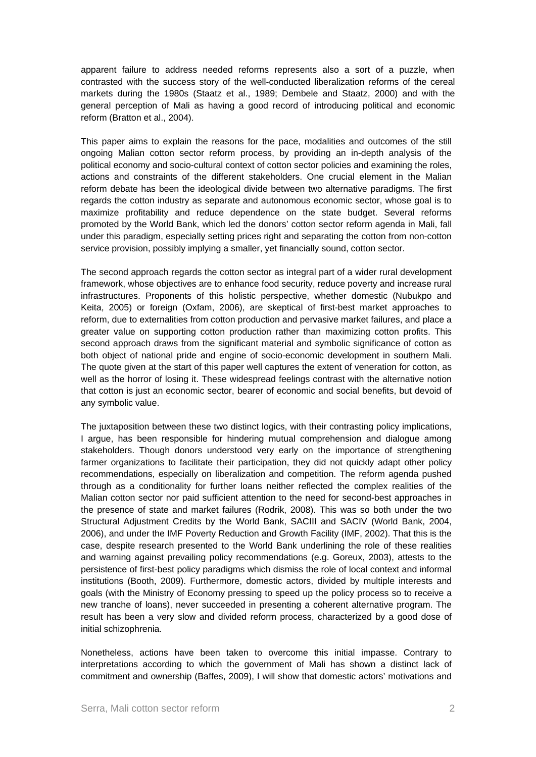apparent failure to address needed reforms represents also a sort of a puzzle, when contrasted with the success story of the well-conducted liberalization reforms of the cereal markets during the 1980s (Staatz et al., 1989; Dembele and Staatz, 2000) and with the general perception of Mali as having a good record of introducing political and economic reform (Bratton et al., 2004).

This paper aims to explain the reasons for the pace, modalities and outcomes of the still ongoing Malian cotton sector reform process, by providing an in-depth analysis of the political economy and socio-cultural context of cotton sector policies and examining the roles, actions and constraints of the different stakeholders. One crucial element in the Malian reform debate has been the ideological divide between two alternative paradigms. The first regards the cotton industry as separate and autonomous economic sector, whose goal is to maximize profitability and reduce dependence on the state budget. Several reforms promoted by the World Bank, which led the donors' cotton sector reform agenda in Mali, fall under this paradigm, especially setting prices right and separating the cotton from non-cotton service provision, possibly implying a smaller, yet financially sound, cotton sector.

The second approach regards the cotton sector as integral part of a wider rural development framework, whose objectives are to enhance food security, reduce poverty and increase rural infrastructures. Proponents of this holistic perspective, whether domestic (Nubukpo and Keita, 2005) or foreign (Oxfam, 2006), are skeptical of first-best market approaches to reform, due to externalities from cotton production and pervasive market failures, and place a greater value on supporting cotton production rather than maximizing cotton profits. This second approach draws from the significant material and symbolic significance of cotton as both object of national pride and engine of socio-economic development in southern Mali. The quote given at the start of this paper well captures the extent of veneration for cotton, as well as the horror of losing it. These widespread feelings contrast with the alternative notion that cotton is just an economic sector, bearer of economic and social benefits, but devoid of any symbolic value.

The juxtaposition between these two distinct logics, with their contrasting policy implications, I argue, has been responsible for hindering mutual comprehension and dialogue among stakeholders. Though donors understood very early on the importance of strengthening farmer organizations to facilitate their participation, they did not quickly adapt other policy recommendations, especially on liberalization and competition. The reform agenda pushed through as a conditionality for further loans neither reflected the complex realities of the Malian cotton sector nor paid sufficient attention to the need for second-best approaches in the presence of state and market failures (Rodrik, 2008). This was so both under the two Structural Adjustment Credits by the World Bank, SACIII and SACIV (World Bank, 2004, 2006), and under the IMF Poverty Reduction and Growth Facility (IMF, 2002). That this is the case, despite research presented to the World Bank underlining the role of these realities and warning against prevailing policy recommendations (e.g. Goreux, 2003), attests to the persistence of first-best policy paradigms which dismiss the role of local context and informal institutions (Booth, 2009). Furthermore, domestic actors, divided by multiple interests and goals (with the Ministry of Economy pressing to speed up the policy process so to receive a new tranche of loans), never succeeded in presenting a coherent alternative program. The result has been a very slow and divided reform process, characterized by a good dose of initial schizophrenia.

Nonetheless, actions have been taken to overcome this initial impasse. Contrary to interpretations according to which the government of Mali has shown a distinct lack of commitment and ownership (Baffes, 2009), I will show that domestic actors' motivations and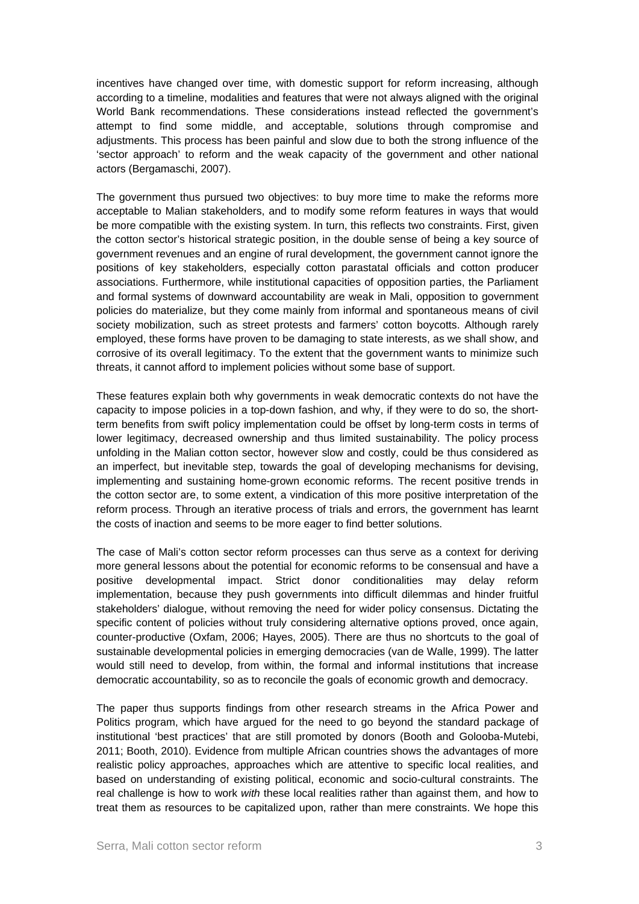incentives have changed over time, with domestic support for reform increasing, although according to a timeline, modalities and features that were not always aligned with the original World Bank recommendations. These considerations instead reflected the government's attempt to find some middle, and acceptable, solutions through compromise and adjustments. This process has been painful and slow due to both the strong influence of the 'sector approach' to reform and the weak capacity of the government and other national actors (Bergamaschi, 2007).

The government thus pursued two objectives: to buy more time to make the reforms more acceptable to Malian stakeholders, and to modify some reform features in ways that would be more compatible with the existing system. In turn, this reflects two constraints. First, given the cotton sector's historical strategic position, in the double sense of being a key source of government revenues and an engine of rural development, the government cannot ignore the positions of key stakeholders, especially cotton parastatal officials and cotton producer associations. Furthermore, while institutional capacities of opposition parties, the Parliament and formal systems of downward accountability are weak in Mali, opposition to government policies do materialize, but they come mainly from informal and spontaneous means of civil society mobilization, such as street protests and farmers' cotton boycotts. Although rarely employed, these forms have proven to be damaging to state interests, as we shall show, and corrosive of its overall legitimacy. To the extent that the government wants to minimize such threats, it cannot afford to implement policies without some base of support.

These features explain both why governments in weak democratic contexts do not have the capacity to impose policies in a top-down fashion, and why, if they were to do so, the short-term benefits from swift policy implementation could be offset by long-term costs in terms of lower legitimacy, decreased ownership and thus limited sustainability. The policy process unfolding in the Malian cotton sector, however slow and costly, could be thus considered as an imperfect, but inevitable step, towards the goal of developing mechanisms for devising, implementing and sustaining home-grown economic reforms. The recent positive trends in the cotton sector are, to some extent, a vindication of this more positive interpretation of the reform process. Through an iterative process of trials and errors, the government has learnt the costs of inaction and seems to be more eager to find better solutions.

The case of Mali's cotton sector reform processes can thus serve as a context for deriving more general lessons about the potential for economic reforms to be consensual and have a positive developmental impact. Strict donor conditionalities may delay reform implementation, because they push governments into difficult dilemmas and hinder fruitful stakeholders' dialogue, without removing the need for wider policy consensus. Dictating the specific content of policies without truly considering alternative options proved, once again, counter-productive (Oxfam, 2006; Hayes, 2005). There are thus no shortcuts to the goal of sustainable developmental policies in emerging democracies (van de Walle, 1999). The latter would still need to develop, from within, the formal and informal institutions that increase democratic accountability, so as to reconcile the goals of economic growth and democracy.

The paper thus supports findings from other research streams in the Africa Power and Politics program, which have argued for the need to go beyond the standard package of institutional 'best practices' that are still promoted by donors (Booth and Golooba-Mutebi, 2011; Booth, 2010). Evidence from multiple African countries shows the advantages of more realistic policy approaches, approaches which are attentive to specific local realities, and based on understanding of existing political, economic and socio-cultural constraints. The real challenge is how to work *with* these local realities rather than against them, and how to treat them as resources to be capitalized upon, rather than mere constraints. We hope this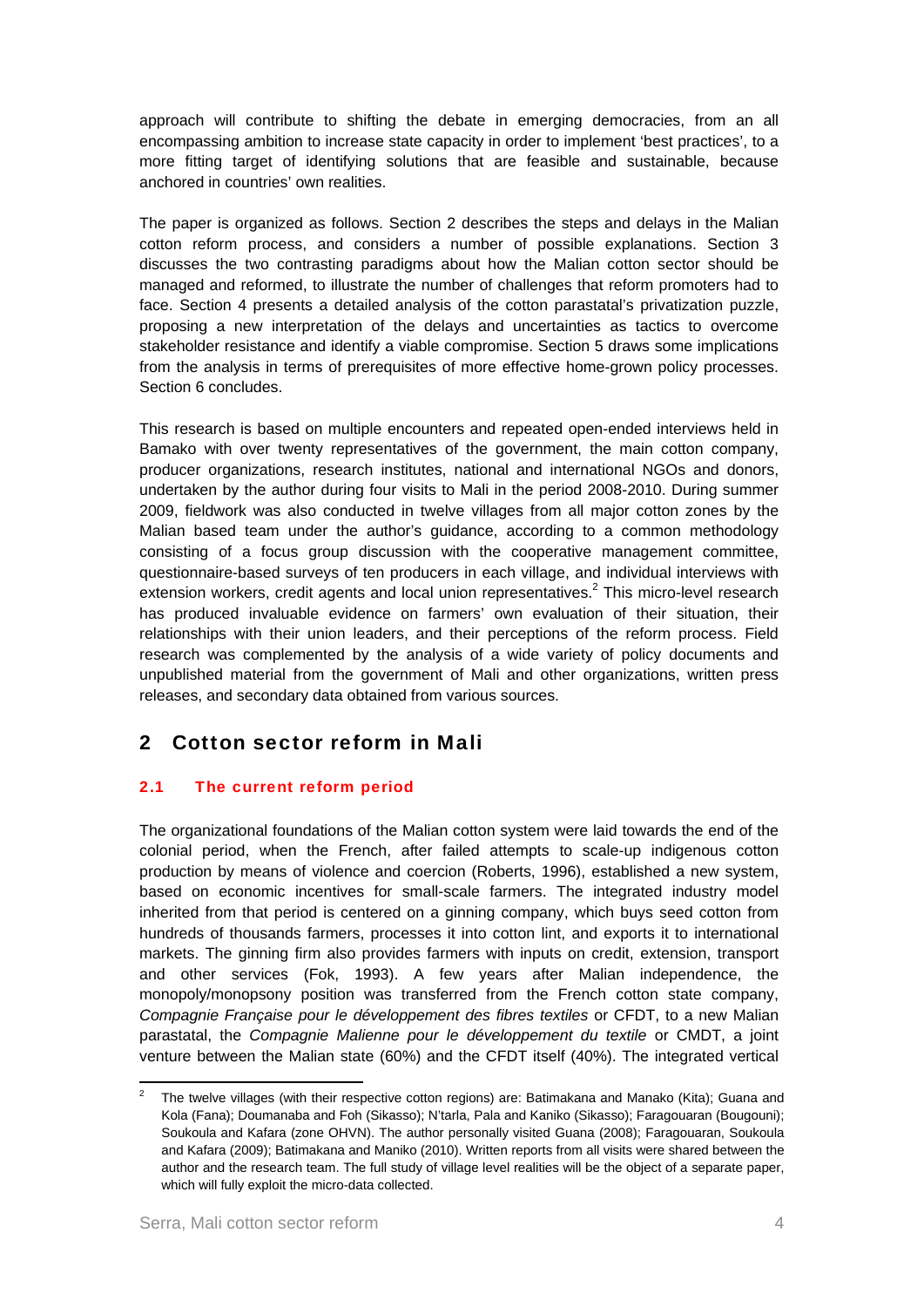approach will contribute to shifting the debate in emerging democracies, from an all encompassing ambition to increase state capacity in order to implement 'best practices', to a more fitting target of identifying solutions that are feasible and sustainable, because anchored in countries' own realities.

The paper is organized as follows. Section 2 describes the steps and delays in the Malian cotton reform process, and considers a number of possible explanations. Section 3 discusses the two contrasting paradigms about how the Malian cotton sector should be managed and reformed, to illustrate the number of challenges that reform promoters had to face. Section 4 presents a detailed analysis of the cotton parastatal's privatization puzzle, proposing a new interpretation of the delays and uncertainties as tactics to overcome stakeholder resistance and identify a viable compromise. Section 5 draws some implications from the analysis in terms of prerequisites of more effective home-grown policy processes. Section 6 concludes.

This research is based on multiple encounters and repeated open-ended interviews held in Bamako with over twenty representatives of the government, the main cotton company, producer organizations, research institutes, national and international NGOs and donors, undertaken by the author during four visits to Mali in the period 2008-2010. During summer 2009, fieldwork was also conducted in twelve villages from all major cotton zones by the Malian based team under the author's guidance, according to a common methodology consisting of a focus group discussion with the cooperative management committee, questionnaire-based surveys of ten producers in each village, and individual interviews with extension workers, credit agents and local union representatives.[2] This micro-level research has produced invaluable evidence on farmers' own evaluation of their situation, their relationships with their union leaders, and their perceptions of the reform process. Field research was complemented by the analysis of a wide variety of policy documents and unpublished material from the government of Mali and other organizations, written press releases, and secondary data obtained from various sources.

## 2 Cotton sector reform in Mali

### 2.1 The current reform period

The organizational foundations of the Malian cotton system were laid towards the end of the colonial period, when the French, after failed attempts to scale-up indigenous cotton production by means of violence and coercion (Roberts, 1996), established a new system, based on economic incentives for small-scale farmers. The integrated industry model inherited from that period is centered on a ginning company, which buys seed cotton from hundreds of thousands farmers, processes it into cotton lint, and exports it to international markets. The ginning firm also provides farmers with inputs on credit, extension, transport and other services (Fok, 1993). A few years after Malian independence, the monopoly/monopsony position was transferred from the French cotton state company, *Compagnie Française pour le développement des fibres textiles* or CFDT, to a new Malian parastatal, the *Compagnie Malienne pour le développement du textile* or CMDT, a joint venture between the Malian state (60%) and the CFDT itself (40%). The integrated vertical

[2] The twelve villages (with their respective cotton regions) are: Batimakana and Manako (Kita); Guana and Kola (Fana); Doumanaba and Foh (Sikasso); N'tarla, Pala and Kaniko (Sikasso); Faragouaran (Bougouni); Soukoula and Kafara (zone OHVN). The author personally visited Guana (2008); Faragouaran, Soukoula and Kafara (2009); Batimakana and Maniko (2010). Written reports from all visits were shared between the author and the research team. The full study of village level realities will be the object of a separate paper, which will fully exploit the micro-data collected.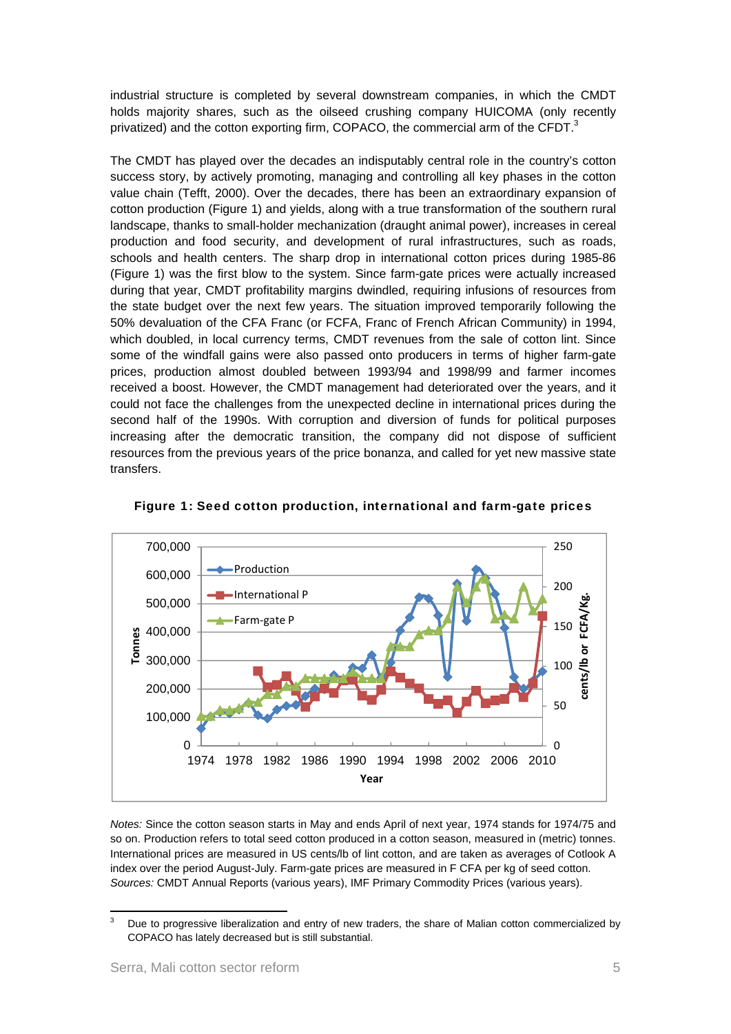industrial structure is completed by several downstream companies, in which the CMDT holds majority shares, such as the oilseed crushing company HUICOMA (only recently privatized) and the cotton exporting firm, COPACO, the commercial arm of the CFDT.[3]

The CMDT has played over the decades an indisputably central role in the country's cotton success story, by actively promoting, managing and controlling all key phases in the cotton value chain (Tefft, 2000). Over the decades, there has been an extraordinary expansion of cotton production (Figure 1) and yields, along with a true transformation of the southern rural landscape, thanks to small-holder mechanization (draught animal power), increases in cereal production and food security, and development of rural infrastructures, such as roads, schools and health centers. The sharp drop in international cotton prices during 1985-86 (Figure 1) was the first blow to the system. Since farm-gate prices were actually increased during that year, CMDT profitability margins dwindled, requiring infusions of resources from the state budget over the next few years. The situation improved temporarily following the 50% devaluation of the CFA Franc (or FCFA, Franc of French African Community) in 1994, which doubled, in local currency terms, CMDT revenues from the sale of cotton lint. Since some of the windfall gains were also passed onto producers in terms of higher farm-gate prices, production almost doubled between 1993/94 and 1998/99 and farmer incomes received a boost. However, the CMDT management had deteriorated over the years, and it could not face the challenges from the unexpected decline in international prices during the second half of the 1990s. With corruption and diversion of funds for political purposes increasing after the democratic transition, the company did not dispose of sufficient resources from the previous years of the price bonanza, and called for yet new massive state transfers.

**Figure 1: Seed cotton production, international and farm-gate prices**

*Notes:* Since the cotton season starts in May and ends April of next year, 1974 stands for 1974/75 and so on. Production refers to total seed cotton produced in a cotton season, measured in (metric) tonnes. International prices are measured in US cents/lb of lint cotton, and are taken as averages of Cotlook A index over the period August-July. Farm-gate prices are measured in F CFA per kg of seed cotton. *Sources:* CMDT Annual Reports (various years), IMF Primary Commodity Prices (various years).

---

[3] Due to progressive liberalization and entry of new traders, the share of Malian cotton commercialized by COPACO has lately decreased but is still substantial.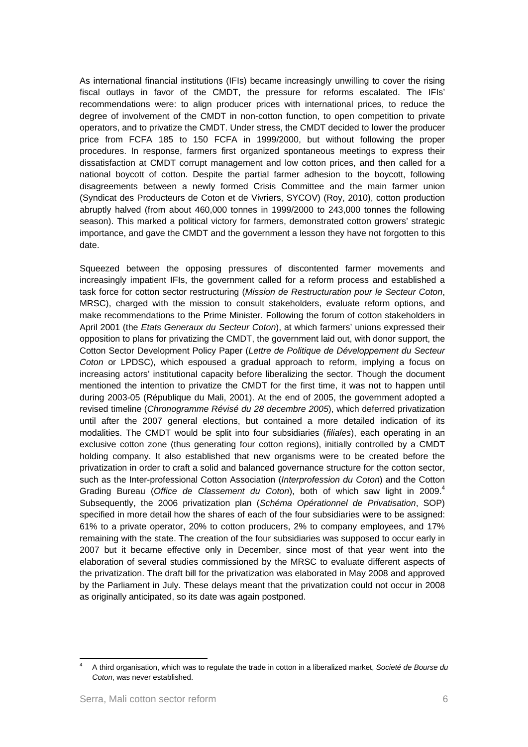As international financial institutions (IFIs) became increasingly unwilling to cover the rising fiscal outlays in favor of the CMDT, the pressure for reforms escalated. The IFIs' recommendations were: to align producer prices with international prices, to reduce the degree of involvement of the CMDT in non-cotton function, to open competition to private operators, and to privatize the CMDT. Under stress, the CMDT decided to lower the producer price from FCFA 185 to 150 FCFA in 1999/2000, but without following the proper procedures. In response, farmers first organized spontaneous meetings to express their dissatisfaction at CMDT corrupt management and low cotton prices, and then called for a national boycott of cotton. Despite the partial farmer adhesion to the boycott, following disagreements between a newly formed Crisis Committee and the main farmer union (Syndicat des Producteurs de Coton et de Vivriers, SYCOV) (Roy, 2010), cotton production abruptly halved (from about 460,000 tonnes in 1999/2000 to 243,000 tonnes the following season). This marked a political victory for farmers, demonstrated cotton growers' strategic importance, and gave the CMDT and the government a lesson they have not forgotten to this date.

Squeezed between the opposing pressures of discontented farmer movements and increasingly impatient IFIs, the government called for a reform process and established a task force for cotton sector restructuring (*Mission de Restructuration pour le Secteur Coton*, MRSC), charged with the mission to consult stakeholders, evaluate reform options, and make recommendations to the Prime Minister. Following the forum of cotton stakeholders in April 2001 (the *Etats Generaux du Secteur Coton*), at which farmers' unions expressed their opposition to plans for privatizing the CMDT, the government laid out, with donor support, the Cotton Sector Development Policy Paper (*Lettre de Politique de Développement du Secteur Coton* or LPDSC), which espoused a gradual approach to reform, implying a focus on increasing actors' institutional capacity before liberalizing the sector. Though the document mentioned the intention to privatize the CMDT for the first time, it was not to happen until during 2003-05 (République du Mali, 2001). At the end of 2005, the government adopted a revised timeline (*Chronogramme Révisé du 28 decembre 2005*), which deferred privatization until after the 2007 general elections, but contained a more detailed indication of its modalities. The CMDT would be split into four subsidiaries (*filiales*), each operating in an exclusive cotton zone (thus generating four cotton regions), initially controlled by a CMDT holding company. It also established that new organisms were to be created before the privatization in order to craft a solid and balanced governance structure for the cotton sector, such as the Inter-professional Cotton Association (*Interprofession du Coton*) and the Cotton Grading Bureau (*Office de Classement du Coton*), both of which saw light in 2009.[4] Subsequently, the 2006 privatization plan (*Schéma Opérationnel de Privatisation*, SOP) specified in more detail how the shares of each of the four subsidiaries were to be assigned: 61% to a private operator, 20% to cotton producers, 2% to company employees, and 17% remaining with the state. The creation of the four subsidiaries was supposed to occur early in 2007 but it became effective only in December, since most of that year went into the elaboration of several studies commissioned by the MRSC to evaluate different aspects of the privatization. The draft bill for the privatization was elaborated in May 2008 and approved by the Parliament in July. These delays meant that the privatization could not occur in 2008 as originally anticipated, so its date was again postponed.

[4] A third organisation, which was to regulate the trade in cotton in a liberalized market, *Societé de Bourse du Coton*, was never established.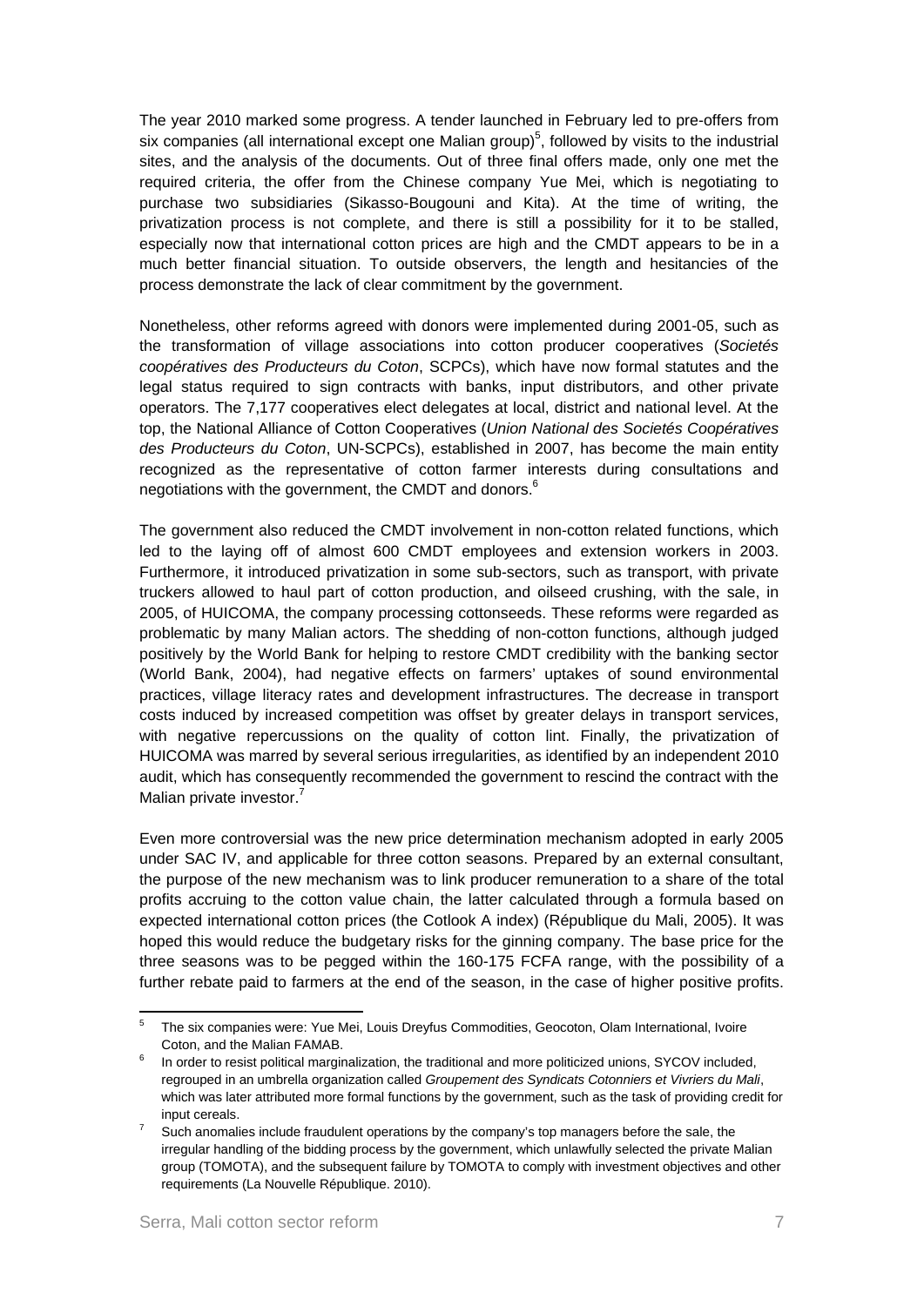The year 2010 marked some progress. A tender launched in February led to pre-offers from six companies (all international except one Malian group)[5], followed by visits to the industrial sites, and the analysis of the documents. Out of three final offers made, only one met the required criteria, the offer from the Chinese company Yue Mei, which is negotiating to purchase two subsidiaries (Sikasso-Bougouni and Kita). At the time of writing, the privatization process is not complete, and there is still a possibility for it to be stalled, especially now that international cotton prices are high and the CMDT appears to be in a much better financial situation. To outside observers, the length and hesitancies of the process demonstrate the lack of clear commitment by the government.

Nonetheless, other reforms agreed with donors were implemented during 2001-05, such as the transformation of village associations into cotton producer cooperatives (*Societés coopératives des Producteurs du Coton*, SCPCs), which have now formal statutes and the legal status required to sign contracts with banks, input distributors, and other private operators. The 7,177 cooperatives elect delegates at local, district and national level. At the top, the National Alliance of Cotton Cooperatives (*Union National des Societés Coopératives des Producteurs du Coton*, UN-SCPCs), established in 2007, has become the main entity recognized as the representative of cotton farmer interests during consultations and negotiations with the government, the CMDT and donors.[6]

The government also reduced the CMDT involvement in non-cotton related functions, which led to the laying off of almost 600 CMDT employees and extension workers in 2003. Furthermore, it introduced privatization in some sub-sectors, such as transport, with private truckers allowed to haul part of cotton production, and oilseed crushing, with the sale, in 2005, of HUICOMA, the company processing cottonseeds. These reforms were regarded as problematic by many Malian actors. The shedding of non-cotton functions, although judged positively by the World Bank for helping to restore CMDT credibility with the banking sector (World Bank, 2004), had negative effects on farmers' uptakes of sound environmental practices, village literacy rates and development infrastructures. The decrease in transport costs induced by increased competition was offset by greater delays in transport services, with negative repercussions on the quality of cotton lint. Finally, the privatization of HUICOMA was marred by several serious irregularities, as identified by an independent 2010 audit, which has consequently recommended the government to rescind the contract with the Malian private investor.[7]

Even more controversial was the new price determination mechanism adopted in early 2005 under SAC IV, and applicable for three cotton seasons. Prepared by an external consultant, the purpose of the new mechanism was to link producer remuneration to a share of the total profits accruing to the cotton value chain, the latter calculated through a formula based on expected international cotton prices (the Cotlook A index) (République du Mali, 2005). It was hoped this would reduce the budgetary risks for the ginning company. The base price for the three seasons was to be pegged within the 160-175 FCFA range, with the possibility of a further rebate paid to farmers at the end of the season, in the case of higher positive profits.

---

[5] The six companies were: Yue Mei, Louis Dreyfus Commodities, Geocoton, Olam International, Ivoire Coton, and the Malian FAMAB.

[6] In order to resist political marginalization, the traditional and more politicized unions, SYCOV included, regrouped in an umbrella organization called *Groupement des Syndicats Cotonniers et Vivriers du Mali*, which was later attributed more formal functions by the government, such as the task of providing credit for input cereals.

[7] Such anomalies include fraudulent operations by the company's top managers before the sale, the irregular handling of the bidding process by the government, which unlawfully selected the private Malian group (TOMOTA), and the subsequent failure by TOMOTA to comply with investment objectives and other requirements (La Nouvelle République. 2010).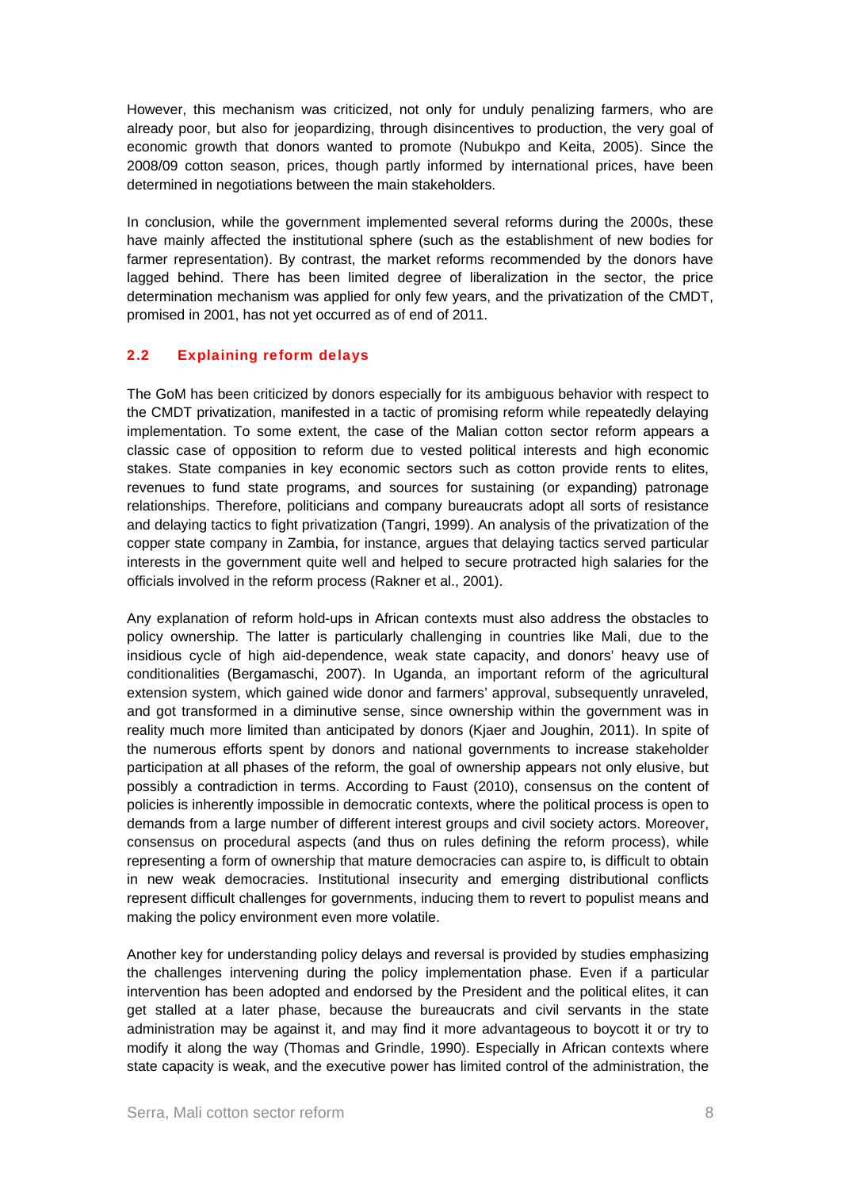However, this mechanism was criticized, not only for unduly penalizing farmers, who are already poor, but also for jeopardizing, through disincentives to production, the very goal of economic growth that donors wanted to promote (Nubukpo and Keita, 2005). Since the 2008/09 cotton season, prices, though partly informed by international prices, have been determined in negotiations between the main stakeholders.

In conclusion, while the government implemented several reforms during the 2000s, these have mainly affected the institutional sphere (such as the establishment of new bodies for farmer representation). By contrast, the market reforms recommended by the donors have lagged behind. There has been limited degree of liberalization in the sector, the price determination mechanism was applied for only few years, and the privatization of the CMDT, promised in 2001, has not yet occurred as of end of 2011.

## 2.2 Explaining reform delays

The GoM has been criticized by donors especially for its ambiguous behavior with respect to the CMDT privatization, manifested in a tactic of promising reform while repeatedly delaying implementation. To some extent, the case of the Malian cotton sector reform appears a classic case of opposition to reform due to vested political interests and high economic stakes. State companies in key economic sectors such as cotton provide rents to elites, revenues to fund state programs, and sources for sustaining (or expanding) patronage relationships. Therefore, politicians and company bureaucrats adopt all sorts of resistance and delaying tactics to fight privatization (Tangri, 1999). An analysis of the privatization of the copper state company in Zambia, for instance, argues that delaying tactics served particular interests in the government quite well and helped to secure protracted high salaries for the officials involved in the reform process (Rakner et al., 2001).

Any explanation of reform hold-ups in African contexts must also address the obstacles to policy ownership. The latter is particularly challenging in countries like Mali, due to the insidious cycle of high aid-dependence, weak state capacity, and donors' heavy use of conditionalities (Bergamaschi, 2007). In Uganda, an important reform of the agricultural extension system, which gained wide donor and farmers' approval, subsequently unraveled, and got transformed in a diminutive sense, since ownership within the government was in reality much more limited than anticipated by donors (Kjaer and Joughin, 2011). In spite of the numerous efforts spent by donors and national governments to increase stakeholder participation at all phases of the reform, the goal of ownership appears not only elusive, but possibly a contradiction in terms. According to Faust (2010), consensus on the content of policies is inherently impossible in democratic contexts, where the political process is open to demands from a large number of different interest groups and civil society actors. Moreover, consensus on procedural aspects (and thus on rules defining the reform process), while representing a form of ownership that mature democracies can aspire to, is difficult to obtain in new weak democracies. Institutional insecurity and emerging distributional conflicts represent difficult challenges for governments, inducing them to revert to populist means and making the policy environment even more volatile.

Another key for understanding policy delays and reversal is provided by studies emphasizing the challenges intervening during the policy implementation phase. Even if a particular intervention has been adopted and endorsed by the President and the political elites, it can get stalled at a later phase, because the bureaucrats and civil servants in the state administration may be against it, and may find it more advantageous to boycott it or try to modify it along the way (Thomas and Grindle, 1990). Especially in African contexts where state capacity is weak, and the executive power has limited control of the administration, the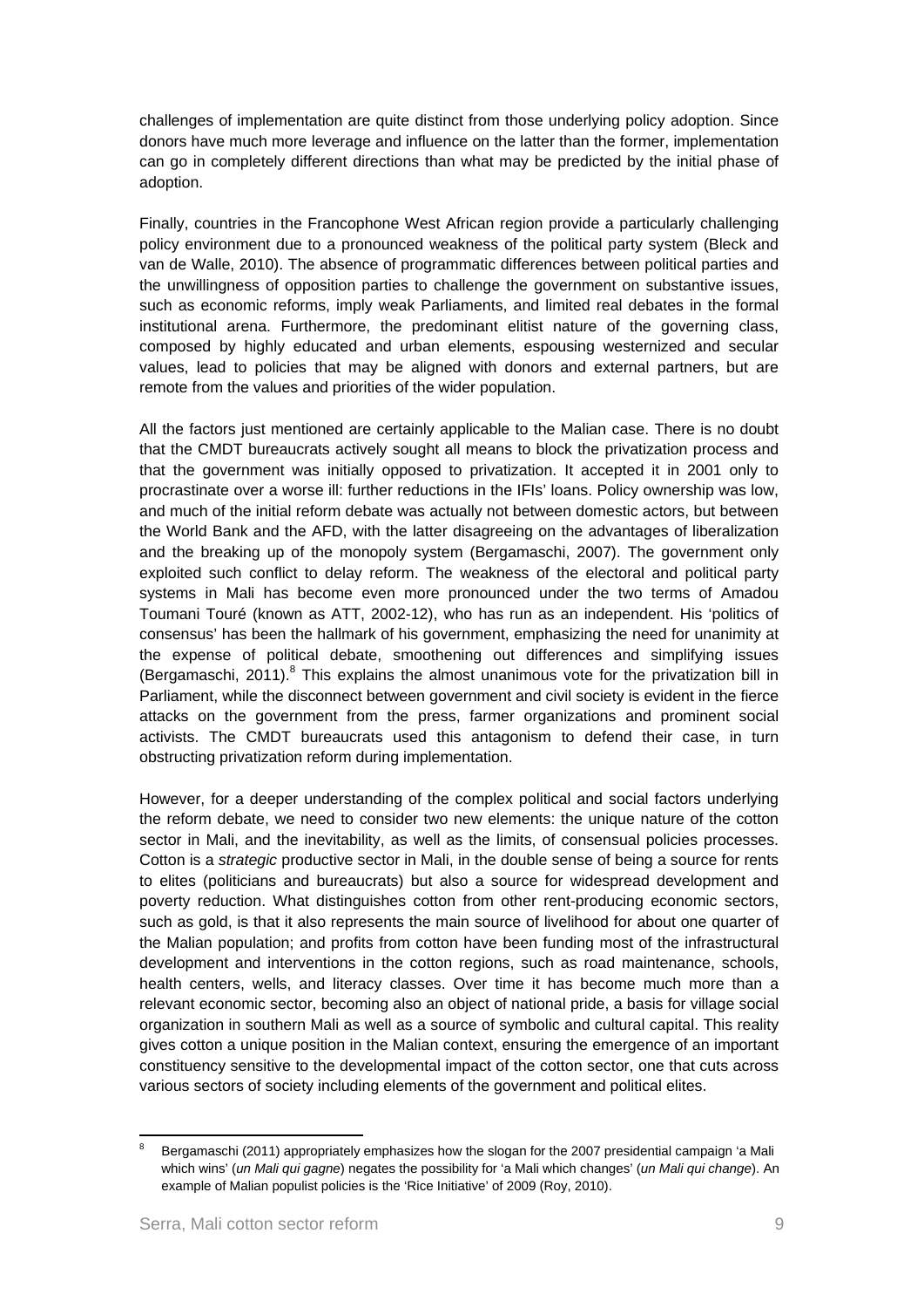challenges of implementation are quite distinct from those underlying policy adoption. Since donors have much more leverage and influence on the latter than the former, implementation can go in completely different directions than what may be predicted by the initial phase of adoption.

Finally, countries in the Francophone West African region provide a particularly challenging policy environment due to a pronounced weakness of the political party system (Bleck and van de Walle, 2010). The absence of programmatic differences between political parties and the unwillingness of opposition parties to challenge the government on substantive issues, such as economic reforms, imply weak Parliaments, and limited real debates in the formal institutional arena. Furthermore, the predominant elitist nature of the governing class, composed by highly educated and urban elements, espousing westernized and secular values, lead to policies that may be aligned with donors and external partners, but are remote from the values and priorities of the wider population.

All the factors just mentioned are certainly applicable to the Malian case. There is no doubt that the CMDT bureaucrats actively sought all means to block the privatization process and that the government was initially opposed to privatization. It accepted it in 2001 only to procrastinate over a worse ill: further reductions in the IFIs' loans. Policy ownership was low, and much of the initial reform debate was actually not between domestic actors, but between the World Bank and the AFD, with the latter disagreeing on the advantages of liberalization and the breaking up of the monopoly system (Bergamaschi, 2007). The government only exploited such conflict to delay reform. The weakness of the electoral and political party systems in Mali has become even more pronounced under the two terms of Amadou Toumani Touré (known as ATT, 2002-12), who has run as an independent. His 'politics of consensus' has been the hallmark of his government, emphasizing the need for unanimity at the expense of political debate, smoothening out differences and simplifying issues (Bergamaschi, 2011).[8] This explains the almost unanimous vote for the privatization bill in Parliament, while the disconnect between government and civil society is evident in the fierce attacks on the government from the press, farmer organizations and prominent social activists. The CMDT bureaucrats used this antagonism to defend their case, in turn obstructing privatization reform during implementation.

However, for a deeper understanding of the complex political and social factors underlying the reform debate, we need to consider two new elements: the unique nature of the cotton sector in Mali, and the inevitability, as well as the limits, of consensual policies processes. Cotton is a *strategic* productive sector in Mali, in the double sense of being a source for rents to elites (politicians and bureaucrats) but also a source for widespread development and poverty reduction. What distinguishes cotton from other rent-producing economic sectors, such as gold, is that it also represents the main source of livelihood for about one quarter of the Malian population; and profits from cotton have been funding most of the infrastructural development and interventions in the cotton regions, such as road maintenance, schools, health centers, wells, and literacy classes. Over time it has become much more than a relevant economic sector, becoming also an object of national pride, a basis for village social organization in southern Mali as well as a source of symbolic and cultural capital. This reality gives cotton a unique position in the Malian context, ensuring the emergence of an important constituency sensitive to the developmental impact of the cotton sector, one that cuts across various sectors of society including elements of the government and political elites.

[8] Bergamaschi (2011) appropriately emphasizes how the slogan for the 2007 presidential campaign 'a Mali which wins' (*un Mali qui gagne*) negates the possibility for 'a Mali which changes' (*un Mali qui change*). An example of Malian populist policies is the 'Rice Initiative' of 2009 (Roy, 2010).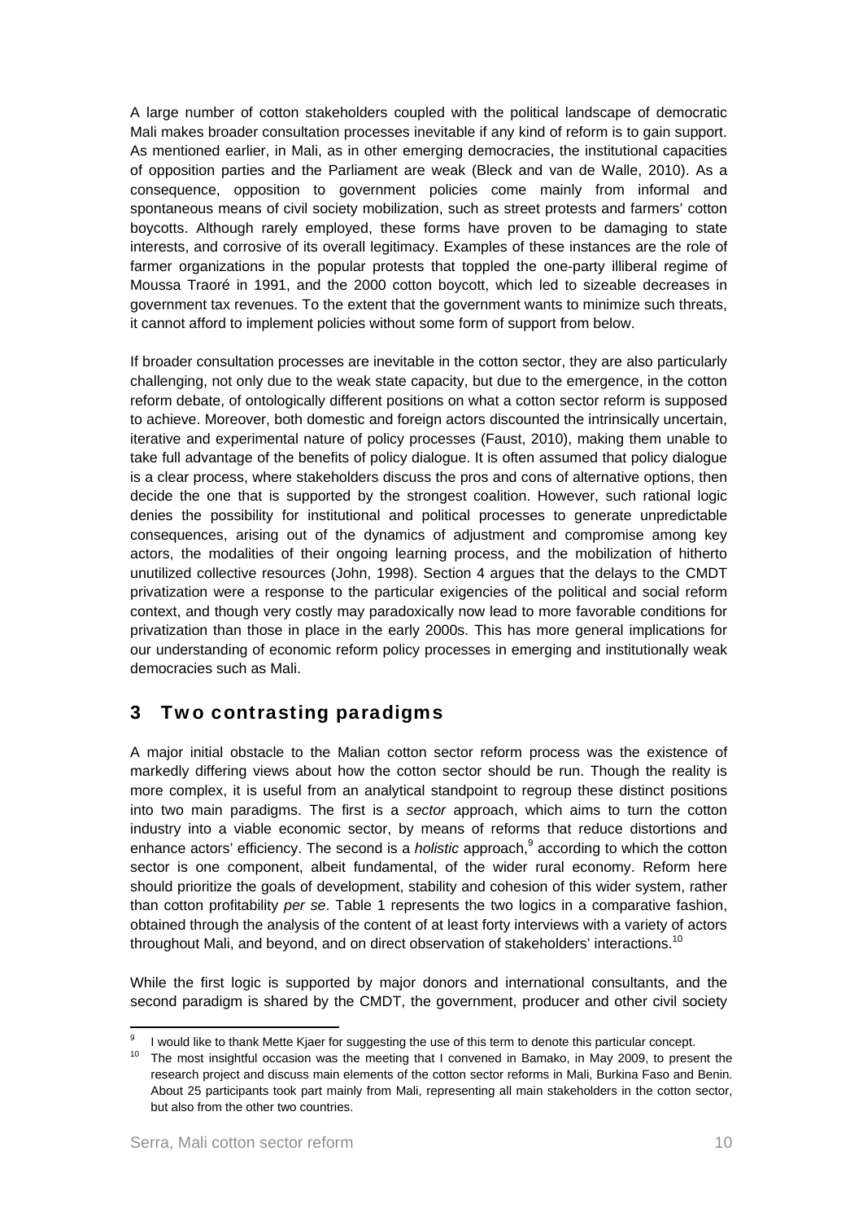A large number of cotton stakeholders coupled with the political landscape of democratic Mali makes broader consultation processes inevitable if any kind of reform is to gain support. As mentioned earlier, in Mali, as in other emerging democracies, the institutional capacities of opposition parties and the Parliament are weak (Bleck and van de Walle, 2010). As a consequence, opposition to government policies come mainly from informal and spontaneous means of civil society mobilization, such as street protests and farmers' cotton boycotts. Although rarely employed, these forms have proven to be damaging to state interests, and corrosive of its overall legitimacy. Examples of these instances are the role of farmer organizations in the popular protests that toppled the one-party illiberal regime of Moussa Traoré in 1991, and the 2000 cotton boycott, which led to sizeable decreases in government tax revenues. To the extent that the government wants to minimize such threats, it cannot afford to implement policies without some form of support from below.

If broader consultation processes are inevitable in the cotton sector, they are also particularly challenging, not only due to the weak state capacity, but due to the emergence, in the cotton reform debate, of ontologically different positions on what a cotton sector reform is supposed to achieve. Moreover, both domestic and foreign actors discounted the intrinsically uncertain, iterative and experimental nature of policy processes (Faust, 2010), making them unable to take full advantage of the benefits of policy dialogue. It is often assumed that policy dialogue is a clear process, where stakeholders discuss the pros and cons of alternative options, then decide the one that is supported by the strongest coalition. However, such rational logic denies the possibility for institutional and political processes to generate unpredictable consequences, arising out of the dynamics of adjustment and compromise among key actors, the modalities of their ongoing learning process, and the mobilization of hitherto unutilized collective resources (John, 1998). Section 4 argues that the delays to the CMDT privatization were a response to the particular exigencies of the political and social reform context, and though very costly may paradoxically now lead to more favorable conditions for privatization than those in place in the early 2000s. This has more general implications for our understanding of economic reform policy processes in emerging and institutionally weak democracies such as Mali.

## 3 Two contrasting paradigms

A major initial obstacle to the Malian cotton sector reform process was the existence of markedly differing views about how the cotton sector should be run. Though the reality is more complex, it is useful from an analytical standpoint to regroup these distinct positions into two main paradigms. The first is a *sector* approach, which aims to turn the cotton industry into a viable economic sector, by means of reforms that reduce distortions and enhance actors' efficiency. The second is a *holistic* approach,[9] according to which the cotton sector is one component, albeit fundamental, of the wider rural economy. Reform here should prioritize the goals of development, stability and cohesion of this wider system, rather than cotton profitability *per se*. Table 1 represents the two logics in a comparative fashion, obtained through the analysis of the content of at least forty interviews with a variety of actors throughout Mali, and beyond, and on direct observation of stakeholders' interactions.[10]

While the first logic is supported by major donors and international consultants, and the second paradigm is shared by the CMDT, the government, producer and other civil society

---

[9] I would like to thank Mette Kjaer for suggesting the use of this term to denote this particular concept.

[10] The most insightful occasion was the meeting that I convened in Bamako, in May 2009, to present the research project and discuss main elements of the cotton sector reforms in Mali, Burkina Faso and Benin. About 25 participants took part mainly from Mali, representing all main stakeholders in the cotton sector, but also from the other two countries.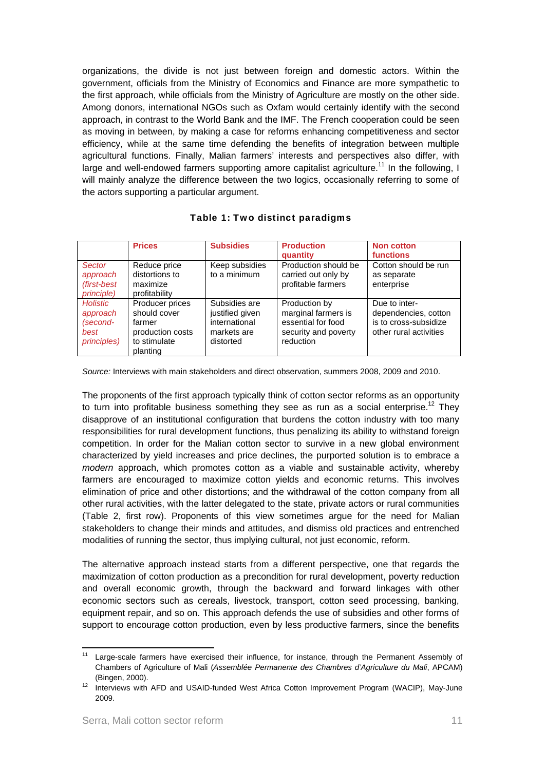organizations, the divide is not just between foreign and domestic actors. Within the government, officials from the Ministry of Economics and Finance are more sympathetic to the first approach, while officials from the Ministry of Agriculture are mostly on the other side. Among donors, international NGOs such as Oxfam would certainly identify with the second approach, in contrast to the World Bank and the IMF. The French cooperation could be seen as moving in between, by making a case for reforms enhancing competitiveness and sector efficiency, while at the same time defending the benefits of integration between multiple agricultural functions. Finally, Malian farmers' interests and perspectives also differ, with large and well-endowed farmers supporting amore capitalist agriculture.[11] In the following, I will mainly analyze the difference between the two logics, occasionally referring to some of the actors supporting a particular argument.

**Table 1: Two distinct paradigms**

| | **Prices** | **Subsidies** | **Production quantity** | **Non cotton functions** |
|---|---|---|---|---|
| *Sector approach (first-best principle)* | Reduce price distortions to maximize profitability | Keep subsidies to a minimum | Production should be carried out only by profitable farmers | Cotton should be run as separate enterprise |
| *Holistic approach (second-best principles)* | Producer prices should cover farmer production costs to stimulate planting | Subsidies are justified given international markets are distorted | Production by marginal farmers is essential for food security and poverty reduction | Due to inter-dependencies, cotton is to cross-subsidize other rural activities |

*Source:* Interviews with main stakeholders and direct observation, summers 2008, 2009 and 2010.

The proponents of the first approach typically think of cotton sector reforms as an opportunity to turn into profitable business something they see as run as a social enterprise.[12] They disapprove of an institutional configuration that burdens the cotton industry with too many responsibilities for rural development functions, thus penalizing its ability to withstand foreign competition. In order for the Malian cotton sector to survive in a new global environment characterized by yield increases and price declines, the purported solution is to embrace a *modern* approach, which promotes cotton as a viable and sustainable activity, whereby farmers are encouraged to maximize cotton yields and economic returns. This involves elimination of price and other distortions; and the withdrawal of the cotton company from all other rural activities, with the latter delegated to the state, private actors or rural communities (Table 2, first row). Proponents of this view sometimes argue for the need for Malian stakeholders to change their minds and attitudes, and dismiss old practices and entrenched modalities of running the sector, thus implying cultural, not just economic, reform.

The alternative approach instead starts from a different perspective, one that regards the maximization of cotton production as a precondition for rural development, poverty reduction and overall economic growth, through the backward and forward linkages with other economic sectors such as cereals, livestock, transport, cotton seed processing, banking, equipment repair, and so on. This approach defends the use of subsidies and other forms of support to encourage cotton production, even by less productive farmers, since the benefits

[11] Large-scale farmers have exercised their influence, for instance, through the Permanent Assembly of Chambers of Agriculture of Mali (*Assemblée Permanente des Chambres d'Agriculture du Mali*, APCAM) (Bingen, 2000).

[12] Interviews with AFD and USAID-funded West Africa Cotton Improvement Program (WACIP), May-June 2009.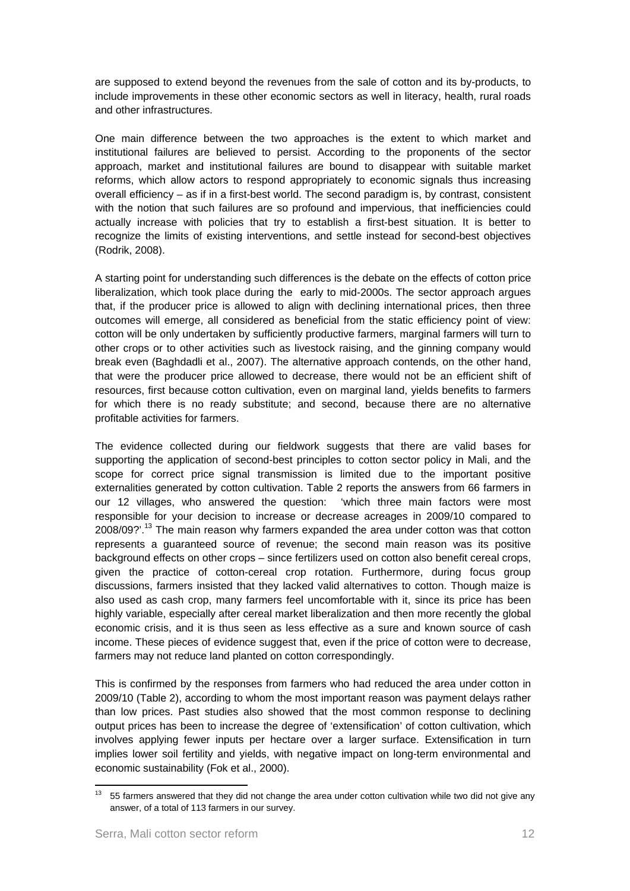are supposed to extend beyond the revenues from the sale of cotton and its by-products, to include improvements in these other economic sectors as well in literacy, health, rural roads and other infrastructures.

One main difference between the two approaches is the extent to which market and institutional failures are believed to persist. According to the proponents of the sector approach, market and institutional failures are bound to disappear with suitable market reforms, which allow actors to respond appropriately to economic signals thus increasing overall efficiency – as if in a first-best world. The second paradigm is, by contrast, consistent with the notion that such failures are so profound and impervious, that inefficiencies could actually increase with policies that try to establish a first-best situation. It is better to recognize the limits of existing interventions, and settle instead for second-best objectives (Rodrik, 2008).

A starting point for understanding such differences is the debate on the effects of cotton price liberalization, which took place during the early to mid-2000s. The sector approach argues that, if the producer price is allowed to align with declining international prices, then three outcomes will emerge, all considered as beneficial from the static efficiency point of view: cotton will be only undertaken by sufficiently productive farmers, marginal farmers will turn to other crops or to other activities such as livestock raising, and the ginning company would break even (Baghdadli et al., 2007). The alternative approach contends, on the other hand, that were the producer price allowed to decrease, there would not be an efficient shift of resources, first because cotton cultivation, even on marginal land, yields benefits to farmers for which there is no ready substitute; and second, because there are no alternative profitable activities for farmers.

The evidence collected during our fieldwork suggests that there are valid bases for supporting the application of second-best principles to cotton sector policy in Mali, and the scope for correct price signal transmission is limited due to the important positive externalities generated by cotton cultivation. Table 2 reports the answers from 66 farmers in our 12 villages, who answered the question: 'which three main factors were most responsible for your decision to increase or decrease acreages in 2009/10 compared to 2008/09?'.[13] The main reason why farmers expanded the area under cotton was that cotton represents a guaranteed source of revenue; the second main reason was its positive background effects on other crops – since fertilizers used on cotton also benefit cereal crops, given the practice of cotton-cereal crop rotation. Furthermore, during focus group discussions, farmers insisted that they lacked valid alternatives to cotton. Though maize is also used as cash crop, many farmers feel uncomfortable with it, since its price has been highly variable, especially after cereal market liberalization and then more recently the global economic crisis, and it is thus seen as less effective as a sure and known source of cash income. These pieces of evidence suggest that, even if the price of cotton were to decrease, farmers may not reduce land planted on cotton correspondingly.

This is confirmed by the responses from farmers who had reduced the area under cotton in 2009/10 (Table 2), according to whom the most important reason was payment delays rather than low prices. Past studies also showed that the most common response to declining output prices has been to increase the degree of 'extensification' of cotton cultivation, which involves applying fewer inputs per hectare over a larger surface. Extensification in turn implies lower soil fertility and yields, with negative impact on long-term environmental and economic sustainability (Fok et al., 2000).

[13] 55 farmers answered that they did not change the area under cotton cultivation while two did not give any answer, of a total of 113 farmers in our survey.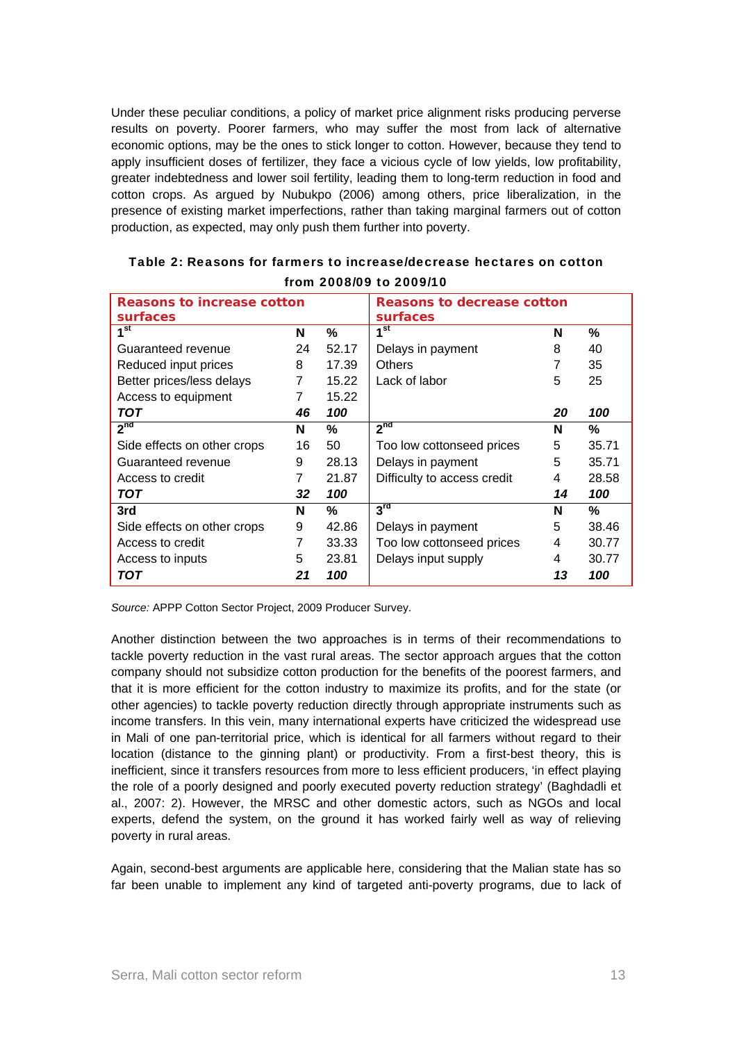Under these peculiar conditions, a policy of market price alignment risks producing perverse results on poverty. Poorer farmers, who may suffer the most from lack of alternative economic options, may be the ones to stick longer to cotton. However, because they tend to apply insufficient doses of fertilizer, they face a vicious cycle of low yields, low profitability, greater indebtedness and lower soil fertility, leading them to long-term reduction in food and cotton crops. As argued by Nubukpo (2006) among others, price liberalization, in the presence of existing market imperfections, rather than taking marginal farmers out of cotton production, as expected, may only push them further into poverty.

**Table 2: Reasons for farmers to increase/decrease hectares on cotton from 2008/09 to 2009/10**

| Reasons to increase cotton surfaces | | | Reasons to decrease cotton surfaces | | |
|---|---|---|---|---|---|
| **1st** | **N** | **%** | **1st** | **N** | **%** |
| Guaranteed revenue | 24 | 52.17 | Delays in payment | 8 | 40 |
| Reduced input prices | 8 | 17.39 | Others | 7 | 35 |
| Better prices/less delays | 7 | 15.22 | Lack of labor | 5 | 25 |
| Access to equipment | 7 | 15.22 | | | |
| ***TOT*** | ***46*** | ***100*** | | ***20*** | ***100*** |
| **2nd** | **N** | **%** | **2nd** | **N** | **%** |
| Side effects on other crops | 16 | 50 | Too low cottonseed prices | 5 | 35.71 |
| Guaranteed revenue | 9 | 28.13 | Delays in payment | 5 | 35.71 |
| Access to credit | 7 | 21.87 | Difficulty to access credit | 4 | 28.58 |
| ***TOT*** | ***32*** | ***100*** | | ***14*** | ***100*** |
| **3rd** | **N** | **%** | **3rd** | **N** | **%** |
| Side effects on other crops | 9 | 42.86 | Delays in payment | 5 | 38.46 |
| Access to credit | 7 | 33.33 | Too low cottonseed prices | 4 | 30.77 |
| Access to inputs | 5 | 23.81 | Delays input supply | 4 | 30.77 |
| ***TOT*** | ***21*** | ***100*** | | ***13*** | ***100*** |

*Source:* APPP Cotton Sector Project, 2009 Producer Survey.

Another distinction between the two approaches is in terms of their recommendations to tackle poverty reduction in the vast rural areas. The sector approach argues that the cotton company should not subsidize cotton production for the benefits of the poorest farmers, and that it is more efficient for the cotton industry to maximize its profits, and for the state (or other agencies) to tackle poverty reduction directly through appropriate instruments such as income transfers. In this vein, many international experts have criticized the widespread use in Mali of one pan-territorial price, which is identical for all farmers without regard to their location (distance to the ginning plant) or productivity. From a first-best theory, this is inefficient, since it transfers resources from more to less efficient producers, 'in effect playing the role of a poorly designed and poorly executed poverty reduction strategy' (Baghdadli et al., 2007: 2). However, the MRSC and other domestic actors, such as NGOs and local experts, defend the system, on the ground it has worked fairly well as way of relieving poverty in rural areas.

Again, second-best arguments are applicable here, considering that the Malian state has so far been unable to implement any kind of targeted anti-poverty programs, due to lack of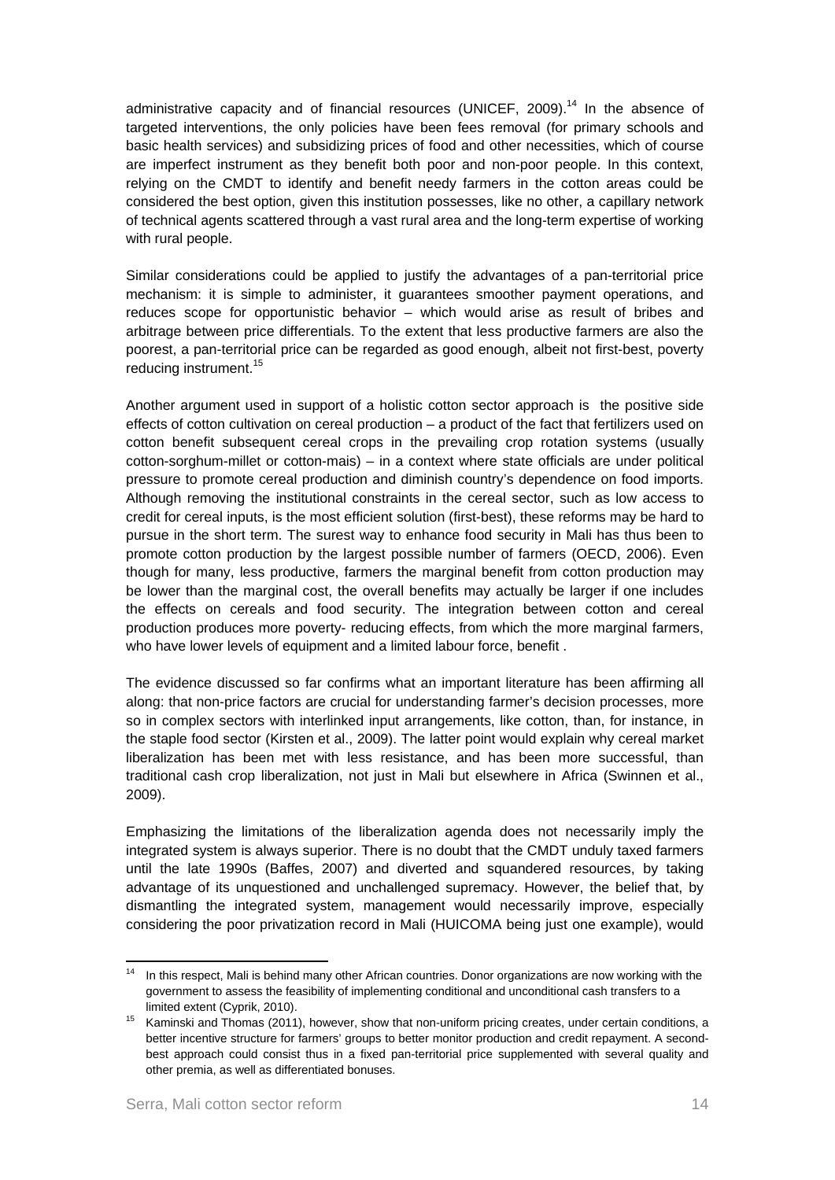administrative capacity and of financial resources (UNICEF, 2009).[14] In the absence of targeted interventions, the only policies have been fees removal (for primary schools and basic health services) and subsidizing prices of food and other necessities, which of course are imperfect instrument as they benefit both poor and non-poor people. In this context, relying on the CMDT to identify and benefit needy farmers in the cotton areas could be considered the best option, given this institution possesses, like no other, a capillary network of technical agents scattered through a vast rural area and the long-term expertise of working with rural people.

Similar considerations could be applied to justify the advantages of a pan-territorial price mechanism: it is simple to administer, it guarantees smoother payment operations, and reduces scope for opportunistic behavior – which would arise as result of bribes and arbitrage between price differentials. To the extent that less productive farmers are also the poorest, a pan-territorial price can be regarded as good enough, albeit not first-best, poverty reducing instrument.[15]

Another argument used in support of a holistic cotton sector approach is the positive side effects of cotton cultivation on cereal production – a product of the fact that fertilizers used on cotton benefit subsequent cereal crops in the prevailing crop rotation systems (usually cotton-sorghum-millet or cotton-mais) – in a context where state officials are under political pressure to promote cereal production and diminish country's dependence on food imports. Although removing the institutional constraints in the cereal sector, such as low access to credit for cereal inputs, is the most efficient solution (first-best), these reforms may be hard to pursue in the short term. The surest way to enhance food security in Mali has thus been to promote cotton production by the largest possible number of farmers (OECD, 2006). Even though for many, less productive, farmers the marginal benefit from cotton production may be lower than the marginal cost, the overall benefits may actually be larger if one includes the effects on cereals and food security. The integration between cotton and cereal production produces more poverty- reducing effects, from which the more marginal farmers, who have lower levels of equipment and a limited labour force, benefit .

The evidence discussed so far confirms what an important literature has been affirming all along: that non-price factors are crucial for understanding farmer's decision processes, more so in complex sectors with interlinked input arrangements, like cotton, than, for instance, in the staple food sector (Kirsten et al., 2009). The latter point would explain why cereal market liberalization has been met with less resistance, and has been more successful, than traditional cash crop liberalization, not just in Mali but elsewhere in Africa (Swinnen et al., 2009).

Emphasizing the limitations of the liberalization agenda does not necessarily imply the integrated system is always superior. There is no doubt that the CMDT unduly taxed farmers until the late 1990s (Baffes, 2007) and diverted and squandered resources, by taking advantage of its unquestioned and unchallenged supremacy. However, the belief that, by dismantling the integrated system, management would necessarily improve, especially considering the poor privatization record in Mali (HUICOMA being just one example), would

---

[14] In this respect, Mali is behind many other African countries. Donor organizations are now working with the government to assess the feasibility of implementing conditional and unconditional cash transfers to a limited extent (Cyprik, 2010).

[15] Kaminski and Thomas (2011), however, show that non-uniform pricing creates, under certain conditions, a better incentive structure for farmers' groups to better monitor production and credit repayment. A second-best approach could consist thus in a fixed pan-territorial price supplemented with several quality and other premia, as well as differentiated bonuses.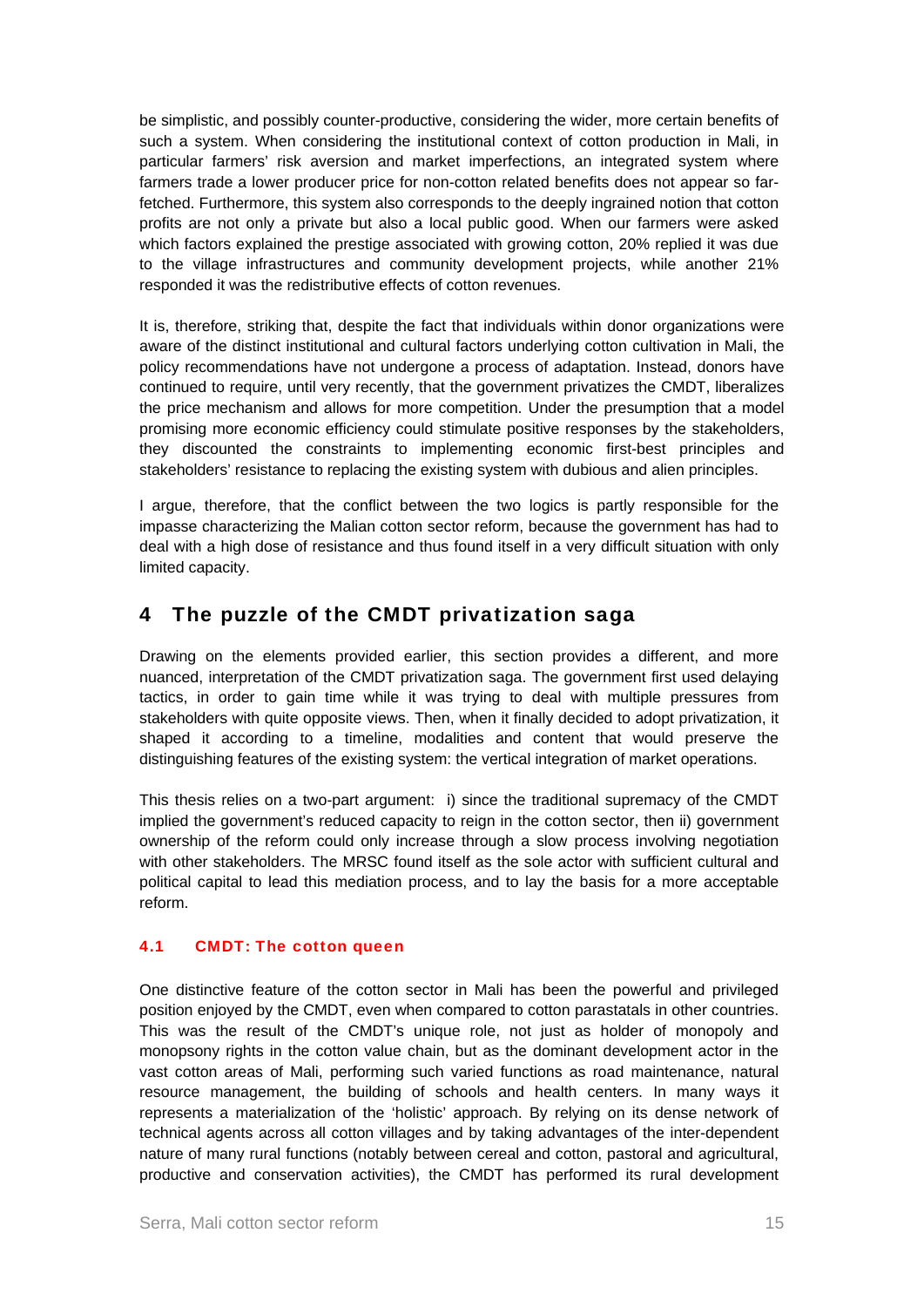be simplistic, and possibly counter-productive, considering the wider, more certain benefits of such a system. When considering the institutional context of cotton production in Mali, in particular farmers' risk aversion and market imperfections, an integrated system where farmers trade a lower producer price for non-cotton related benefits does not appear so far-fetched. Furthermore, this system also corresponds to the deeply ingrained notion that cotton profits are not only a private but also a local public good. When our farmers were asked which factors explained the prestige associated with growing cotton, 20% replied it was due to the village infrastructures and community development projects, while another 21% responded it was the redistributive effects of cotton revenues.

It is, therefore, striking that, despite the fact that individuals within donor organizations were aware of the distinct institutional and cultural factors underlying cotton cultivation in Mali, the policy recommendations have not undergone a process of adaptation. Instead, donors have continued to require, until very recently, that the government privatizes the CMDT, liberalizes the price mechanism and allows for more competition. Under the presumption that a model promising more economic efficiency could stimulate positive responses by the stakeholders, they discounted the constraints to implementing economic first-best principles and stakeholders' resistance to replacing the existing system with dubious and alien principles.

I argue, therefore, that the conflict between the two logics is partly responsible for the impasse characterizing the Malian cotton sector reform, because the government has had to deal with a high dose of resistance and thus found itself in a very difficult situation with only limited capacity.

## 4 The puzzle of the CMDT privatization saga

Drawing on the elements provided earlier, this section provides a different, and more nuanced, interpretation of the CMDT privatization saga. The government first used delaying tactics, in order to gain time while it was trying to deal with multiple pressures from stakeholders with quite opposite views. Then, when it finally decided to adopt privatization, it shaped it according to a timeline, modalities and content that would preserve the distinguishing features of the existing system: the vertical integration of market operations.

This thesis relies on a two-part argument: i) since the traditional supremacy of the CMDT implied the government's reduced capacity to reign in the cotton sector, then ii) government ownership of the reform could only increase through a slow process involving negotiation with other stakeholders. The MRSC found itself as the sole actor with sufficient cultural and political capital to lead this mediation process, and to lay the basis for a more acceptable reform.

### 4.1 CMDT: The cotton queen

One distinctive feature of the cotton sector in Mali has been the powerful and privileged position enjoyed by the CMDT, even when compared to cotton parastatals in other countries. This was the result of the CMDT's unique role, not just as holder of monopoly and monopsony rights in the cotton value chain, but as the dominant development actor in the vast cotton areas of Mali, performing such varied functions as road maintenance, natural resource management, the building of schools and health centers. In many ways it represents a materialization of the 'holistic' approach. By relying on its dense network of technical agents across all cotton villages and by taking advantages of the inter-dependent nature of many rural functions (notably between cereal and cotton, pastoral and agricultural, productive and conservation activities), the CMDT has performed its rural development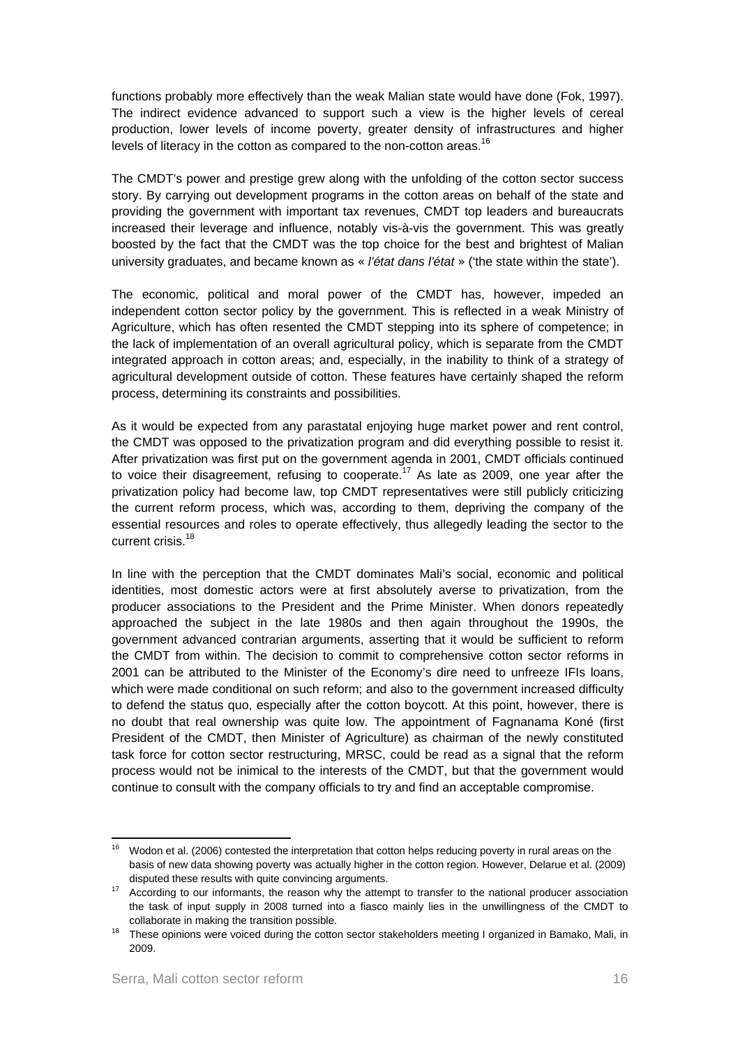functions probably more effectively than the weak Malian state would have done (Fok, 1997). The indirect evidence advanced to support such a view is the higher levels of cereal production, lower levels of income poverty, greater density of infrastructures and higher levels of literacy in the cotton as compared to the non-cotton areas.[16]

The CMDT's power and prestige grew along with the unfolding of the cotton sector success story. By carrying out development programs in the cotton areas on behalf of the state and providing the government with important tax revenues, CMDT top leaders and bureaucrats increased their leverage and influence, notably vis-à-vis the government. This was greatly boosted by the fact that the CMDT was the top choice for the best and brightest of Malian university graduates, and became known as « *l'état dans l'état* » ('the state within the state').

The economic, political and moral power of the CMDT has, however, impeded an independent cotton sector policy by the government. This is reflected in a weak Ministry of Agriculture, which has often resented the CMDT stepping into its sphere of competence; in the lack of implementation of an overall agricultural policy, which is separate from the CMDT integrated approach in cotton areas; and, especially, in the inability to think of a strategy of agricultural development outside of cotton. These features have certainly shaped the reform process, determining its constraints and possibilities.

As it would be expected from any parastatal enjoying huge market power and rent control, the CMDT was opposed to the privatization program and did everything possible to resist it. After privatization was first put on the government agenda in 2001, CMDT officials continued to voice their disagreement, refusing to cooperate.[17] As late as 2009, one year after the privatization policy had become law, top CMDT representatives were still publicly criticizing the current reform process, which was, according to them, depriving the company of the essential resources and roles to operate effectively, thus allegedly leading the sector to the current crisis.[18]

In line with the perception that the CMDT dominates Mali's social, economic and political identities, most domestic actors were at first absolutely averse to privatization, from the producer associations to the President and the Prime Minister. When donors repeatedly approached the subject in the late 1980s and then again throughout the 1990s, the government advanced contrarian arguments, asserting that it would be sufficient to reform the CMDT from within. The decision to commit to comprehensive cotton sector reforms in 2001 can be attributed to the Minister of the Economy's dire need to unfreeze IFIs loans, which were made conditional on such reform; and also to the government increased difficulty to defend the status quo, especially after the cotton boycott. At this point, however, there is no doubt that real ownership was quite low. The appointment of Fagnanama Koné (first President of the CMDT, then Minister of Agriculture) as chairman of the newly constituted task force for cotton sector restructuring, MRSC, could be read as a signal that the reform process would not be inimical to the interests of the CMDT, but that the government would continue to consult with the company officials to try and find an acceptable compromise.

---

[16] Wodon et al. (2006) contested the interpretation that cotton helps reducing poverty in rural areas on the basis of new data showing poverty was actually higher in the cotton region. However, Delarue et al. (2009) disputed these results with quite convincing arguments.

[17] According to our informants, the reason why the attempt to transfer to the national producer association the task of input supply in 2008 turned into a fiasco mainly lies in the unwillingness of the CMDT to collaborate in making the transition possible.

[18] These opinions were voiced during the cotton sector stakeholders meeting I organized in Bamako, Mali, in 2009.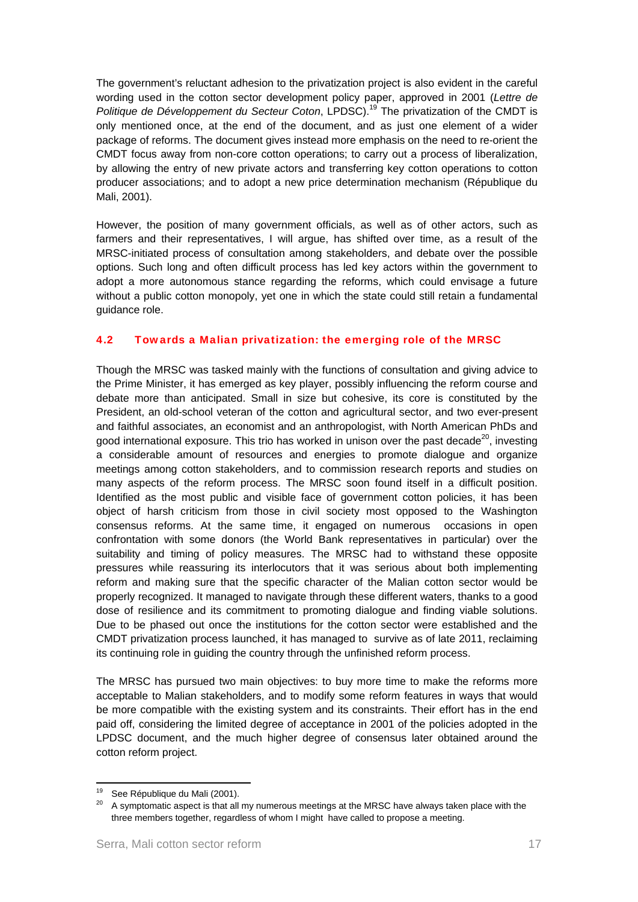The government's reluctant adhesion to the privatization project is also evident in the careful wording used in the cotton sector development policy paper, approved in 2001 (*Lettre de Politique de Développement du Secteur Coton*, LPDSC).[19] The privatization of the CMDT is only mentioned once, at the end of the document, and as just one element of a wider package of reforms. The document gives instead more emphasis on the need to re-orient the CMDT focus away from non-core cotton operations; to carry out a process of liberalization, by allowing the entry of new private actors and transferring key cotton operations to cotton producer associations; and to adopt a new price determination mechanism (République du Mali, 2001).

However, the position of many government officials, as well as of other actors, such as farmers and their representatives, I will argue, has shifted over time, as a result of the MRSC-initiated process of consultation among stakeholders, and debate over the possible options. Such long and often difficult process has led key actors within the government to adopt a more autonomous stance regarding the reforms, which could envisage a future without a public cotton monopoly, yet one in which the state could still retain a fundamental guidance role.

## 4.2 Towards a Malian privatization: the emerging role of the MRSC

Though the MRSC was tasked mainly with the functions of consultation and giving advice to the Prime Minister, it has emerged as key player, possibly influencing the reform course and debate more than anticipated. Small in size but cohesive, its core is constituted by the President, an old-school veteran of the cotton and agricultural sector, and two ever-present and faithful associates, an economist and an anthropologist, with North American PhDs and good international exposure. This trio has worked in unison over the past decade[20], investing a considerable amount of resources and energies to promote dialogue and organize meetings among cotton stakeholders, and to commission research reports and studies on many aspects of the reform process. The MRSC soon found itself in a difficult position. Identified as the most public and visible face of government cotton policies, it has been object of harsh criticism from those in civil society most opposed to the Washington consensus reforms. At the same time, it engaged on numerous occasions in open confrontation with some donors (the World Bank representatives in particular) over the suitability and timing of policy measures. The MRSC had to withstand these opposite pressures while reassuring its interlocutors that it was serious about both implementing reform and making sure that the specific character of the Malian cotton sector would be properly recognized. It managed to navigate through these different waters, thanks to a good dose of resilience and its commitment to promoting dialogue and finding viable solutions. Due to be phased out once the institutions for the cotton sector were established and the CMDT privatization process launched, it has managed to survive as of late 2011, reclaiming its continuing role in guiding the country through the unfinished reform process.

The MRSC has pursued two main objectives: to buy more time to make the reforms more acceptable to Malian stakeholders, and to modify some reform features in ways that would be more compatible with the existing system and its constraints. Their effort has in the end paid off, considering the limited degree of acceptance in 2001 of the policies adopted in the LPDSC document, and the much higher degree of consensus later obtained around the cotton reform project.

---

[19] See République du Mali (2001).

[20] A symptomatic aspect is that all my numerous meetings at the MRSC have always taken place with the three members together, regardless of whom I might have called to propose a meeting.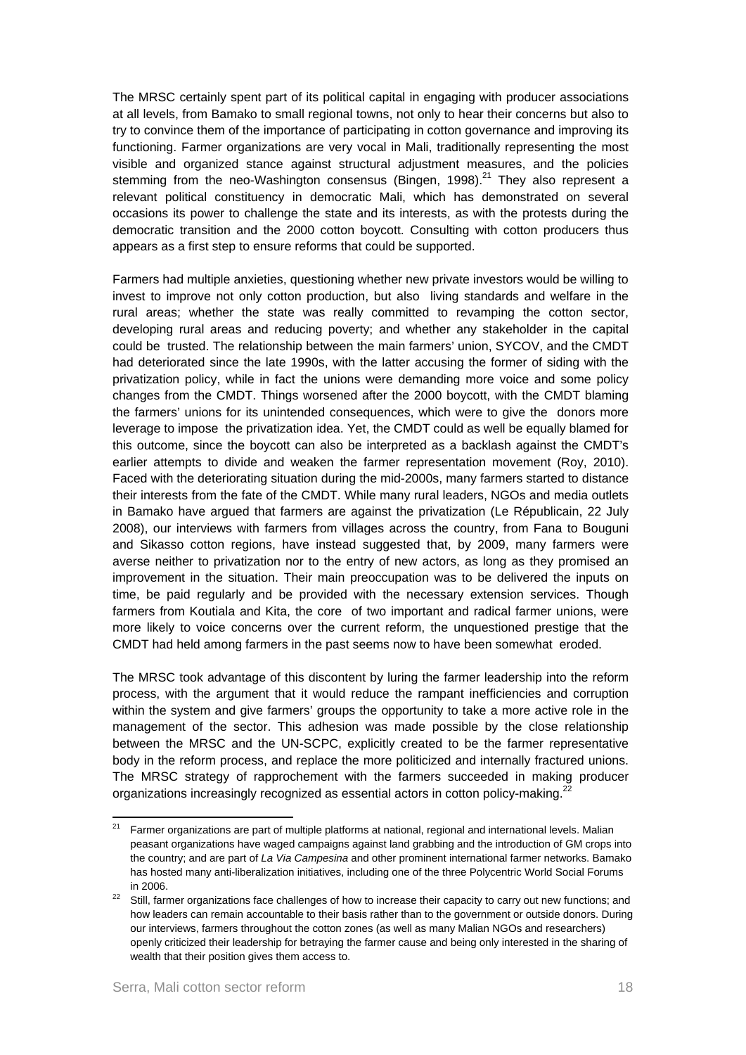The MRSC certainly spent part of its political capital in engaging with producer associations at all levels, from Bamako to small regional towns, not only to hear their concerns but also to try to convince them of the importance of participating in cotton governance and improving its functioning. Farmer organizations are very vocal in Mali, traditionally representing the most visible and organized stance against structural adjustment measures, and the policies stemming from the neo-Washington consensus (Bingen, 1998).[21] They also represent a relevant political constituency in democratic Mali, which has demonstrated on several occasions its power to challenge the state and its interests, as with the protests during the democratic transition and the 2000 cotton boycott. Consulting with cotton producers thus appears as a first step to ensure reforms that could be supported.

Farmers had multiple anxieties, questioning whether new private investors would be willing to invest to improve not only cotton production, but also living standards and welfare in the rural areas; whether the state was really committed to revamping the cotton sector, developing rural areas and reducing poverty; and whether any stakeholder in the capital could be trusted. The relationship between the main farmers' union, SYCOV, and the CMDT had deteriorated since the late 1990s, with the latter accusing the former of siding with the privatization policy, while in fact the unions were demanding more voice and some policy changes from the CMDT. Things worsened after the 2000 boycott, with the CMDT blaming the farmers' unions for its unintended consequences, which were to give the donors more leverage to impose the privatization idea. Yet, the CMDT could as well be equally blamed for this outcome, since the boycott can also be interpreted as a backlash against the CMDT's earlier attempts to divide and weaken the farmer representation movement (Roy, 2010). Faced with the deteriorating situation during the mid-2000s, many farmers started to distance their interests from the fate of the CMDT. While many rural leaders, NGOs and media outlets in Bamako have argued that farmers are against the privatization (Le Républicain, 22 July 2008), our interviews with farmers from villages across the country, from Fana to Bouguni and Sikasso cotton regions, have instead suggested that, by 2009, many farmers were averse neither to privatization nor to the entry of new actors, as long as they promised an improvement in the situation. Their main preoccupation was to be delivered the inputs on time, be paid regularly and be provided with the necessary extension services. Though farmers from Koutiala and Kita, the core of two important and radical farmer unions, were more likely to voice concerns over the current reform, the unquestioned prestige that the CMDT had held among farmers in the past seems now to have been somewhat eroded.

The MRSC took advantage of this discontent by luring the farmer leadership into the reform process, with the argument that it would reduce the rampant inefficiencies and corruption within the system and give farmers' groups the opportunity to take a more active role in the management of the sector. This adhesion was made possible by the close relationship between the MRSC and the UN-SCPC, explicitly created to be the farmer representative body in the reform process, and replace the more politicized and internally fractured unions. The MRSC strategy of rapprochement with the farmers succeeded in making producer organizations increasingly recognized as essential actors in cotton policy-making.[22]

---

[21] Farmer organizations are part of multiple platforms at national, regional and international levels. Malian peasant organizations have waged campaigns against land grabbing and the introduction of GM crops into the country; and are part of *La Via Campesina* and other prominent international farmer networks. Bamako has hosted many anti-liberalization initiatives, including one of the three Polycentric World Social Forums in 2006.

[22] Still, farmer organizations face challenges of how to increase their capacity to carry out new functions; and how leaders can remain accountable to their basis rather than to the government or outside donors. During our interviews, farmers throughout the cotton zones (as well as many Malian NGOs and researchers) openly criticized their leadership for betraying the farmer cause and being only interested in the sharing of wealth that their position gives them access to.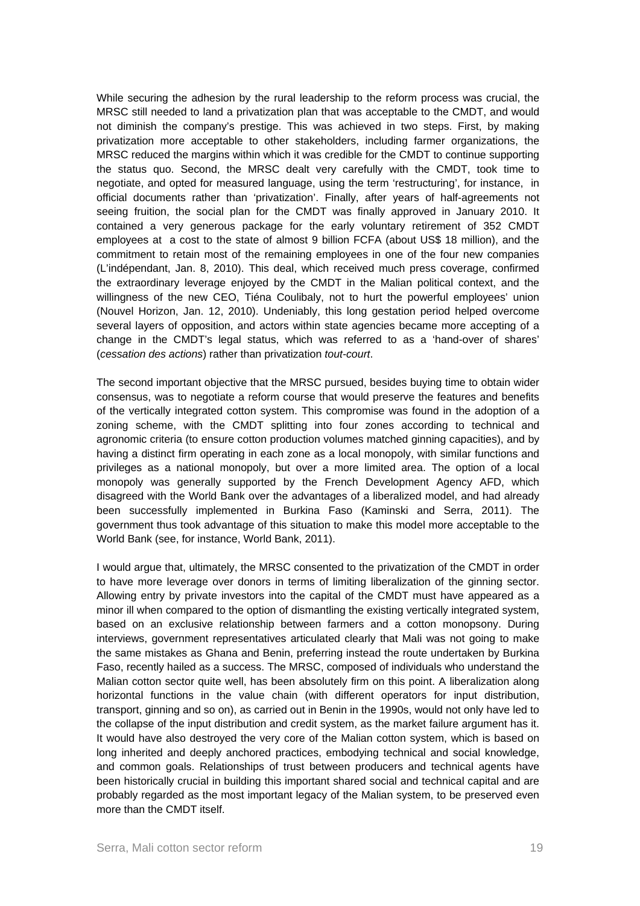While securing the adhesion by the rural leadership to the reform process was crucial, the MRSC still needed to land a privatization plan that was acceptable to the CMDT, and would not diminish the company's prestige. This was achieved in two steps. First, by making privatization more acceptable to other stakeholders, including farmer organizations, the MRSC reduced the margins within which it was credible for the CMDT to continue supporting the status quo. Second, the MRSC dealt very carefully with the CMDT, took time to negotiate, and opted for measured language, using the term 'restructuring', for instance, in official documents rather than 'privatization'. Finally, after years of half-agreements not seeing fruition, the social plan for the CMDT was finally approved in January 2010. It contained a very generous package for the early voluntary retirement of 352 CMDT employees at a cost to the state of almost 9 billion FCFA (about US$ 18 million), and the commitment to retain most of the remaining employees in one of the four new companies (L'indépendant, Jan. 8, 2010). This deal, which received much press coverage, confirmed the extraordinary leverage enjoyed by the CMDT in the Malian political context, and the willingness of the new CEO, Tiéna Coulibaly, not to hurt the powerful employees' union (Nouvel Horizon, Jan. 12, 2010). Undeniably, this long gestation period helped overcome several layers of opposition, and actors within state agencies became more accepting of a change in the CMDT's legal status, which was referred to as a 'hand-over of shares' (*cessation des actions*) rather than privatization *tout-court*.

The second important objective that the MRSC pursued, besides buying time to obtain wider consensus, was to negotiate a reform course that would preserve the features and benefits of the vertically integrated cotton system. This compromise was found in the adoption of a zoning scheme, with the CMDT splitting into four zones according to technical and agronomic criteria (to ensure cotton production volumes matched ginning capacities), and by having a distinct firm operating in each zone as a local monopoly, with similar functions and privileges as a national monopoly, but over a more limited area. The option of a local monopoly was generally supported by the French Development Agency AFD, which disagreed with the World Bank over the advantages of a liberalized model, and had already been successfully implemented in Burkina Faso (Kaminski and Serra, 2011). The government thus took advantage of this situation to make this model more acceptable to the World Bank (see, for instance, World Bank, 2011).

I would argue that, ultimately, the MRSC consented to the privatization of the CMDT in order to have more leverage over donors in terms of limiting liberalization of the ginning sector. Allowing entry by private investors into the capital of the CMDT must have appeared as a minor ill when compared to the option of dismantling the existing vertically integrated system, based on an exclusive relationship between farmers and a cotton monopsony. During interviews, government representatives articulated clearly that Mali was not going to make the same mistakes as Ghana and Benin, preferring instead the route undertaken by Burkina Faso, recently hailed as a success. The MRSC, composed of individuals who understand the Malian cotton sector quite well, has been absolutely firm on this point. A liberalization along horizontal functions in the value chain (with different operators for input distribution, transport, ginning and so on), as carried out in Benin in the 1990s, would not only have led to the collapse of the input distribution and credit system, as the market failure argument has it. It would have also destroyed the very core of the Malian cotton system, which is based on long inherited and deeply anchored practices, embodying technical and social knowledge, and common goals. Relationships of trust between producers and technical agents have been historically crucial in building this important shared social and technical capital and are probably regarded as the most important legacy of the Malian system, to be preserved even more than the CMDT itself.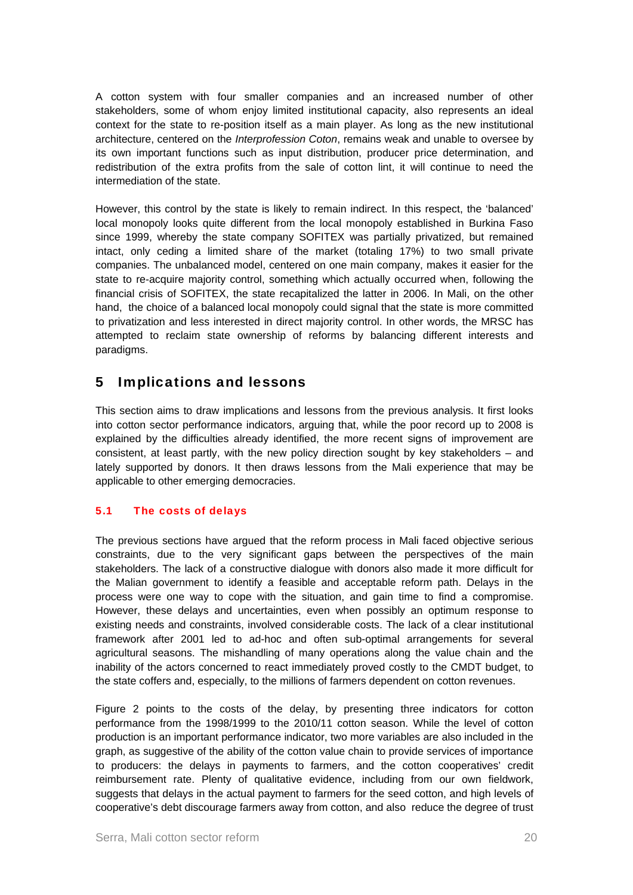A cotton system with four smaller companies and an increased number of other stakeholders, some of whom enjoy limited institutional capacity, also represents an ideal context for the state to re-position itself as a main player. As long as the new institutional architecture, centered on the *Interprofession Coton*, remains weak and unable to oversee by its own important functions such as input distribution, producer price determination, and redistribution of the extra profits from the sale of cotton lint, it will continue to need the intermediation of the state.

However, this control by the state is likely to remain indirect. In this respect, the 'balanced' local monopoly looks quite different from the local monopoly established in Burkina Faso since 1999, whereby the state company SOFITEX was partially privatized, but remained intact, only ceding a limited share of the market (totaling 17%) to two small private companies. The unbalanced model, centered on one main company, makes it easier for the state to re-acquire majority control, something which actually occurred when, following the financial crisis of SOFITEX, the state recapitalized the latter in 2006. In Mali, on the other hand, the choice of a balanced local monopoly could signal that the state is more committed to privatization and less interested in direct majority control. In other words, the MRSC has attempted to reclaim state ownership of reforms by balancing different interests and paradigms.

# 5 Implications and lessons

This section aims to draw implications and lessons from the previous analysis. It first looks into cotton sector performance indicators, arguing that, while the poor record up to 2008 is explained by the difficulties already identified, the more recent signs of improvement are consistent, at least partly, with the new policy direction sought by key stakeholders – and lately supported by donors. It then draws lessons from the Mali experience that may be applicable to other emerging democracies.

## 5.1 The costs of delays

The previous sections have argued that the reform process in Mali faced objective serious constraints, due to the very significant gaps between the perspectives of the main stakeholders. The lack of a constructive dialogue with donors also made it more difficult for the Malian government to identify a feasible and acceptable reform path. Delays in the process were one way to cope with the situation, and gain time to find a compromise. However, these delays and uncertainties, even when possibly an optimum response to existing needs and constraints, involved considerable costs. The lack of a clear institutional framework after 2001 led to ad-hoc and often sub-optimal arrangements for several agricultural seasons. The mishandling of many operations along the value chain and the inability of the actors concerned to react immediately proved costly to the CMDT budget, to the state coffers and, especially, to the millions of farmers dependent on cotton revenues.

Figure 2 points to the costs of the delay, by presenting three indicators for cotton performance from the 1998/1999 to the 2010/11 cotton season. While the level of cotton production is an important performance indicator, two more variables are also included in the graph, as suggestive of the ability of the cotton value chain to provide services of importance to producers: the delays in payments to farmers, and the cotton cooperatives' credit reimbursement rate. Plenty of qualitative evidence, including from our own fieldwork, suggests that delays in the actual payment to farmers for the seed cotton, and high levels of cooperative's debt discourage farmers away from cotton, and also reduce the degree of trust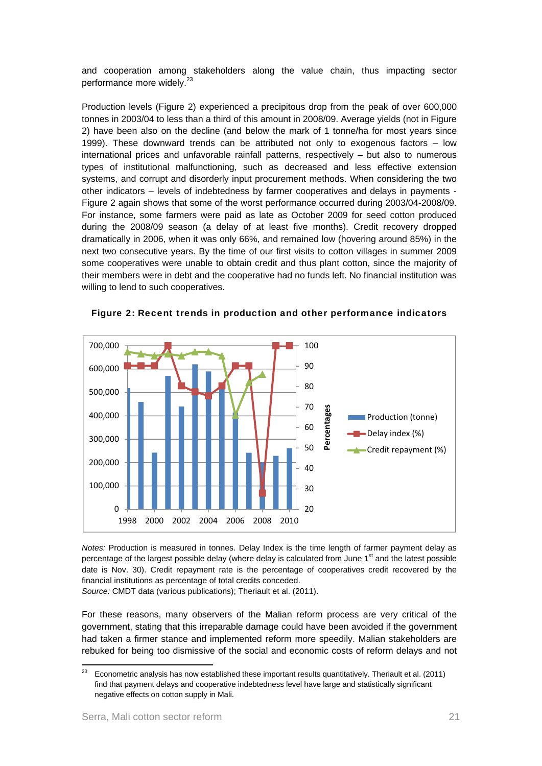and cooperation among stakeholders along the value chain, thus impacting sector performance more widely.[23]

Production levels (Figure 2) experienced a precipitous drop from the peak of over 600,000 tonnes in 2003/04 to less than a third of this amount in 2008/09. Average yields (not in Figure 2) have been also on the decline (and below the mark of 1 tonne/ha for most years since 1999). These downward trends can be attributed not only to exogenous factors – low international prices and unfavorable rainfall patterns, respectively – but also to numerous types of institutional malfunctioning, such as decreased and less effective extension systems, and corrupt and disorderly input procurement methods. When considering the two other indicators – levels of indebtedness by farmer cooperatives and delays in payments - Figure 2 again shows that some of the worst performance occurred during 2003/04-2008/09. For instance, some farmers were paid as late as October 2009 for seed cotton produced during the 2008/09 season (a delay of at least five months). Credit recovery dropped dramatically in 2006, when it was only 66%, and remained low (hovering around 85%) in the next two consecutive years. By the time of our first visits to cotton villages in summer 2009 some cooperatives were unable to obtain credit and thus plant cotton, since the majority of their members were in debt and the cooperative had no funds left. No financial institution was willing to lend to such cooperatives.

**Figure 2: Recent trends in production and other performance indicators**

*Notes:* Production is measured in tonnes. Delay Index is the time length of farmer payment delay as percentage of the largest possible delay (where delay is calculated from June 1st and the latest possible date is Nov. 30). Credit repayment rate is the percentage of cooperatives credit recovered by the financial institutions as percentage of total credits conceded.
*Source:* CMDT data (various publications); Theriault et al. (2011).

For these reasons, many observers of the Malian reform process are very critical of the government, stating that this irreparable damage could have been avoided if the government had taken a firmer stance and implemented reform more speedily. Malian stakeholders are rebuked for being too dismissive of the social and economic costs of reform delays and not

[23] Econometric analysis has now established these important results quantitatively. Theriault et al. (2011) find that payment delays and cooperative indebtedness level have large and statistically significant negative effects on cotton supply in Mali.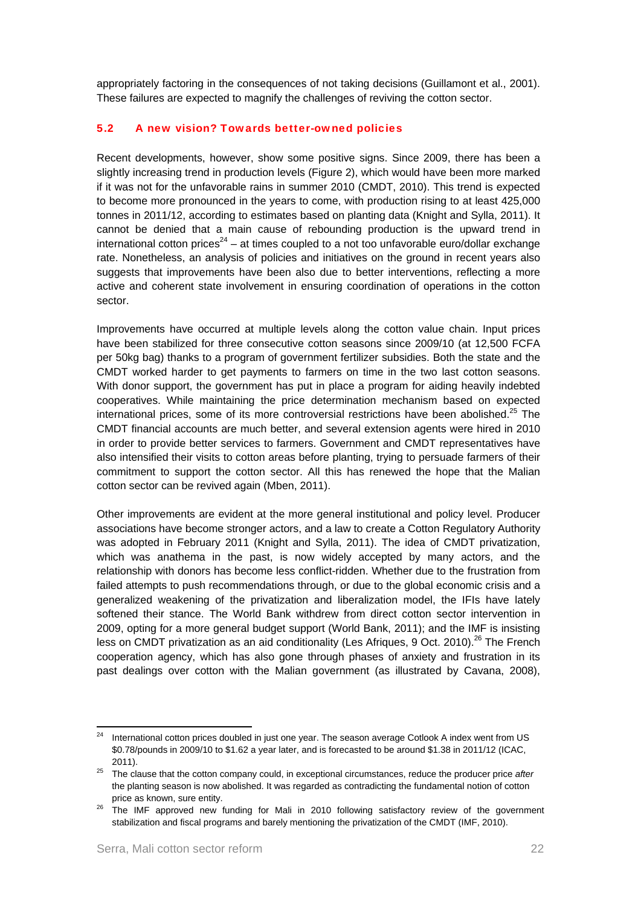appropriately factoring in the consequences of not taking decisions (Guillamont et al., 2001). These failures are expected to magnify the challenges of reviving the cotton sector.

## 5.2 A new vision? Towards better-owned policies

Recent developments, however, show some positive signs. Since 2009, there has been a slightly increasing trend in production levels (Figure 2), which would have been more marked if it was not for the unfavorable rains in summer 2010 (CMDT, 2010). This trend is expected to become more pronounced in the years to come, with production rising to at least 425,000 tonnes in 2011/12, according to estimates based on planting data (Knight and Sylla, 2011). It cannot be denied that a main cause of rebounding production is the upward trend in international cotton prices[24] – at times coupled to a not too unfavorable euro/dollar exchange rate. Nonetheless, an analysis of policies and initiatives on the ground in recent years also suggests that improvements have been also due to better interventions, reflecting a more active and coherent state involvement in ensuring coordination of operations in the cotton sector.

Improvements have occurred at multiple levels along the cotton value chain. Input prices have been stabilized for three consecutive cotton seasons since 2009/10 (at 12,500 FCFA per 50kg bag) thanks to a program of government fertilizer subsidies. Both the state and the CMDT worked harder to get payments to farmers on time in the two last cotton seasons. With donor support, the government has put in place a program for aiding heavily indebted cooperatives. While maintaining the price determination mechanism based on expected international prices, some of its more controversial restrictions have been abolished.[25] The CMDT financial accounts are much better, and several extension agents were hired in 2010 in order to provide better services to farmers. Government and CMDT representatives have also intensified their visits to cotton areas before planting, trying to persuade farmers of their commitment to support the cotton sector. All this has renewed the hope that the Malian cotton sector can be revived again (Mben, 2011).

Other improvements are evident at the more general institutional and policy level. Producer associations have become stronger actors, and a law to create a Cotton Regulatory Authority was adopted in February 2011 (Knight and Sylla, 2011). The idea of CMDT privatization, which was anathema in the past, is now widely accepted by many actors, and the relationship with donors has become less conflict-ridden. Whether due to the frustration from failed attempts to push recommendations through, or due to the global economic crisis and a generalized weakening of the privatization and liberalization model, the IFIs have lately softened their stance. The World Bank withdrew from direct cotton sector intervention in 2009, opting for a more general budget support (World Bank, 2011); and the IMF is insisting less on CMDT privatization as an aid conditionality (Les Afriques, 9 Oct. 2010).[26] The French cooperation agency, which has also gone through phases of anxiety and frustration in its past dealings over cotton with the Malian government (as illustrated by Cavana, 2008),

---

[24] International cotton prices doubled in just one year. The season average Cotlook A index went from US \$0.78/pounds in 2009/10 to \$1.62 a year later, and is forecasted to be around \$1.38 in 2011/12 (ICAC, 2011).

[25] The clause that the cotton company could, in exceptional circumstances, reduce the producer price *after* the planting season is now abolished. It was regarded as contradicting the fundamental notion of cotton price as known, sure entity.

[26] The IMF approved new funding for Mali in 2010 following satisfactory review of the government stabilization and fiscal programs and barely mentioning the privatization of the CMDT (IMF, 2010).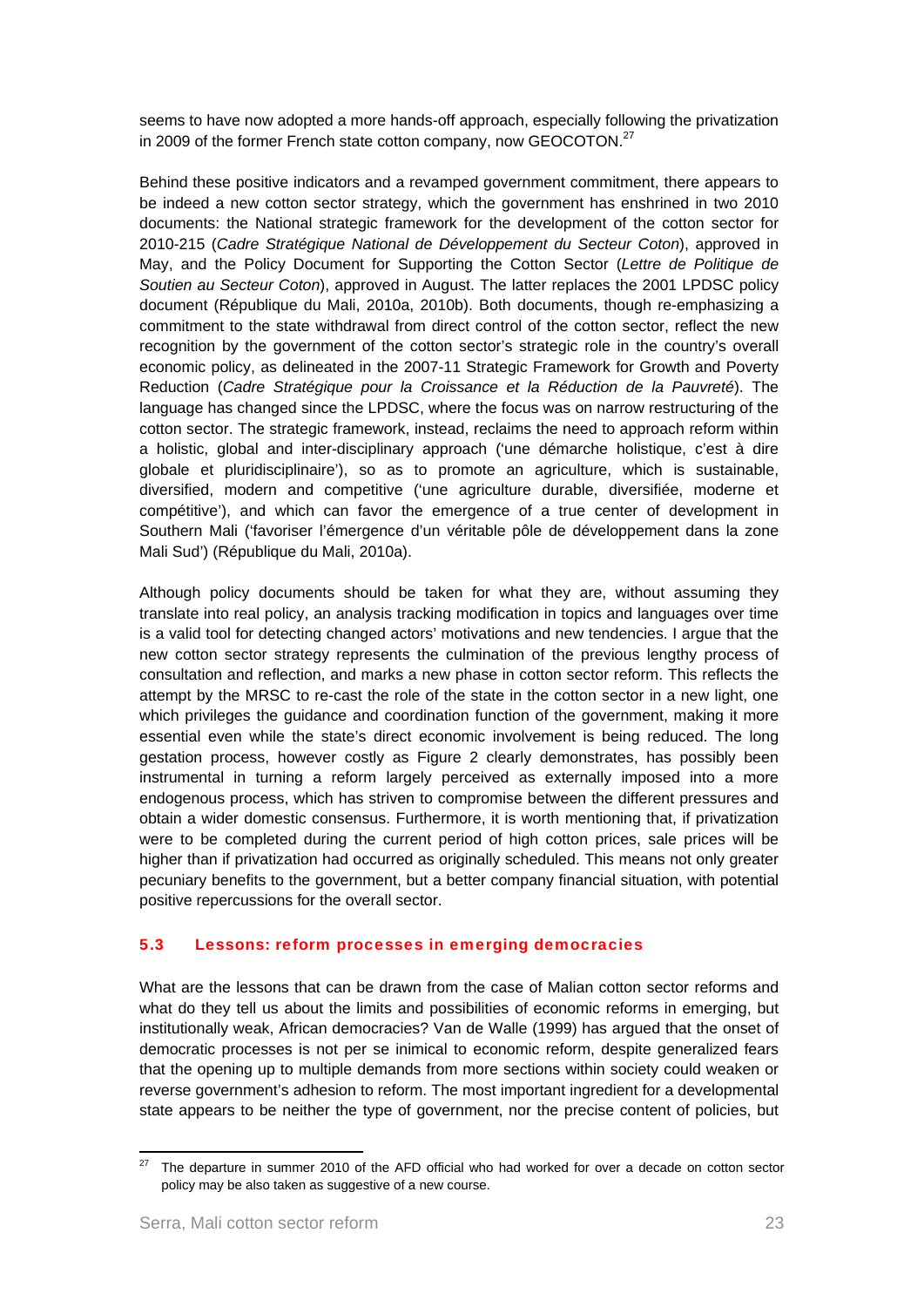seems to have now adopted a more hands-off approach, especially following the privatization in 2009 of the former French state cotton company, now GEOCOTON.[27]

Behind these positive indicators and a revamped government commitment, there appears to be indeed a new cotton sector strategy, which the government has enshrined in two 2010 documents: the National strategic framework for the development of the cotton sector for 2010-215 (*Cadre Stratégique National de Développement du Secteur Coton*), approved in May, and the Policy Document for Supporting the Cotton Sector (*Lettre de Politique de Soutien au Secteur Coton*), approved in August. The latter replaces the 2001 LPDSC policy document (République du Mali, 2010a, 2010b). Both documents, though re-emphasizing a commitment to the state withdrawal from direct control of the cotton sector, reflect the new recognition by the government of the cotton sector's strategic role in the country's overall economic policy, as delineated in the 2007-11 Strategic Framework for Growth and Poverty Reduction (*Cadre Stratégique pour la Croissance et la Réduction de la Pauvreté*). The language has changed since the LPDSC, where the focus was on narrow restructuring of the cotton sector. The strategic framework, instead, reclaims the need to approach reform within a holistic, global and inter-disciplinary approach ('une démarche holistique, c'est à dire globale et pluridisciplinaire'), so as to promote an agriculture, which is sustainable, diversified, modern and competitive ('une agriculture durable, diversifiée, moderne et compétitive'), and which can favor the emergence of a true center of development in Southern Mali ('favoriser l'émergence d'un véritable pôle de développement dans la zone Mali Sud') (République du Mali, 2010a).

Although policy documents should be taken for what they are, without assuming they translate into real policy, an analysis tracking modification in topics and languages over time is a valid tool for detecting changed actors' motivations and new tendencies. I argue that the new cotton sector strategy represents the culmination of the previous lengthy process of consultation and reflection, and marks a new phase in cotton sector reform. This reflects the attempt by the MRSC to re-cast the role of the state in the cotton sector in a new light, one which privileges the guidance and coordination function of the government, making it more essential even while the state's direct economic involvement is being reduced. The long gestation process, however costly as Figure 2 clearly demonstrates, has possibly been instrumental in turning a reform largely perceived as externally imposed into a more endogenous process, which has striven to compromise between the different pressures and obtain a wider domestic consensus. Furthermore, it is worth mentioning that, if privatization were to be completed during the current period of high cotton prices, sale prices will be higher than if privatization had occurred as originally scheduled. This means not only greater pecuniary benefits to the government, but a better company financial situation, with potential positive repercussions for the overall sector.

### 5.3 Lessons: reform processes in emerging democracies

What are the lessons that can be drawn from the case of Malian cotton sector reforms and what do they tell us about the limits and possibilities of economic reforms in emerging, but institutionally weak, African democracies? Van de Walle (1999) has argued that the onset of democratic processes is not per se inimical to economic reform, despite generalized fears that the opening up to multiple demands from more sections within society could weaken or reverse government's adhesion to reform. The most important ingredient for a developmental state appears to be neither the type of government, nor the precise content of policies, but

---

[27] The departure in summer 2010 of the AFD official who had worked for over a decade on cotton sector policy may be also taken as suggestive of a new course.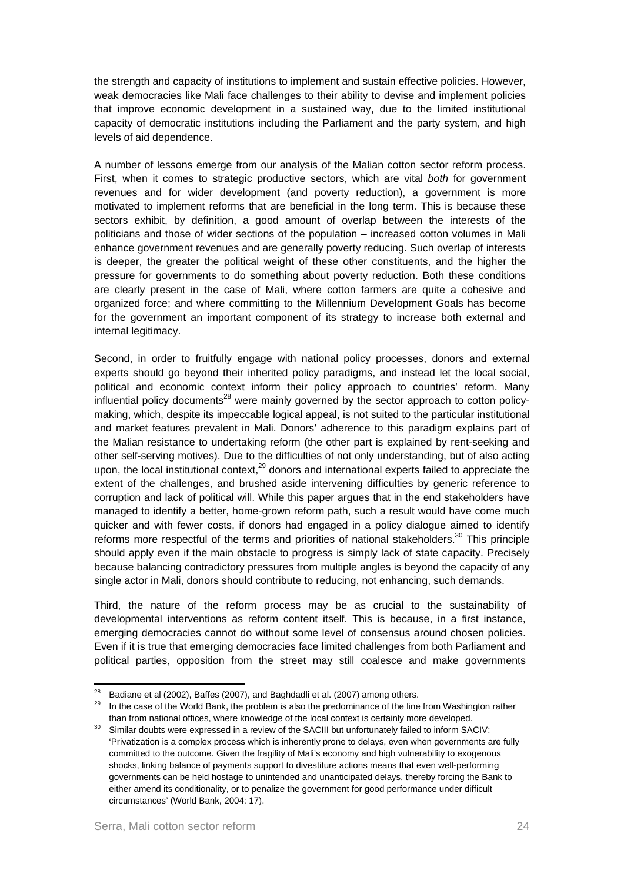the strength and capacity of institutions to implement and sustain effective policies. However, weak democracies like Mali face challenges to their ability to devise and implement policies that improve economic development in a sustained way, due to the limited institutional capacity of democratic institutions including the Parliament and the party system, and high levels of aid dependence.

A number of lessons emerge from our analysis of the Malian cotton sector reform process. First, when it comes to strategic productive sectors, which are vital *both* for government revenues and for wider development (and poverty reduction), a government is more motivated to implement reforms that are beneficial in the long term. This is because these sectors exhibit, by definition, a good amount of overlap between the interests of the politicians and those of wider sections of the population – increased cotton volumes in Mali enhance government revenues and are generally poverty reducing. Such overlap of interests is deeper, the greater the political weight of these other constituents, and the higher the pressure for governments to do something about poverty reduction. Both these conditions are clearly present in the case of Mali, where cotton farmers are quite a cohesive and organized force; and where committing to the Millennium Development Goals has become for the government an important component of its strategy to increase both external and internal legitimacy.

Second, in order to fruitfully engage with national policy processes, donors and external experts should go beyond their inherited policy paradigms, and instead let the local social, political and economic context inform their policy approach to countries' reform. Many influential policy documents[28] were mainly governed by the sector approach to cotton policy-making, which, despite its impeccable logical appeal, is not suited to the particular institutional and market features prevalent in Mali. Donors' adherence to this paradigm explains part of the Malian resistance to undertaking reform (the other part is explained by rent-seeking and other self-serving motives). Due to the difficulties of not only understanding, but of also acting upon, the local institutional context,[29] donors and international experts failed to appreciate the extent of the challenges, and brushed aside intervening difficulties by generic reference to corruption and lack of political will. While this paper argues that in the end stakeholders have managed to identify a better, home-grown reform path, such a result would have come much quicker and with fewer costs, if donors had engaged in a policy dialogue aimed to identify reforms more respectful of the terms and priorities of national stakeholders.[30] This principle should apply even if the main obstacle to progress is simply lack of state capacity. Precisely because balancing contradictory pressures from multiple angles is beyond the capacity of any single actor in Mali, donors should contribute to reducing, not enhancing, such demands.

Third, the nature of the reform process may be as crucial to the sustainability of developmental interventions as reform content itself. This is because, in a first instance, emerging democracies cannot do without some level of consensus around chosen policies. Even if it is true that emerging democracies face limited challenges from both Parliament and political parties, opposition from the street may still coalesce and make governments

---

[28] Badiane et al (2002), Baffes (2007), and Baghdadli et al. (2007) among others.

[29] In the case of the World Bank, the problem is also the predominance of the line from Washington rather than from national offices, where knowledge of the local context is certainly more developed.

[30] Similar doubts were expressed in a review of the SACIII but unfortunately failed to inform SACIV: 'Privatization is a complex process which is inherently prone to delays, even when governments are fully committed to the outcome. Given the fragility of Mali's economy and high vulnerability to exogenous shocks, linking balance of payments support to divestiture actions means that even well-performing governments can be held hostage to unintended and unanticipated delays, thereby forcing the Bank to either amend its conditionality, or to penalize the government for good performance under difficult circumstances' (World Bank, 2004: 17).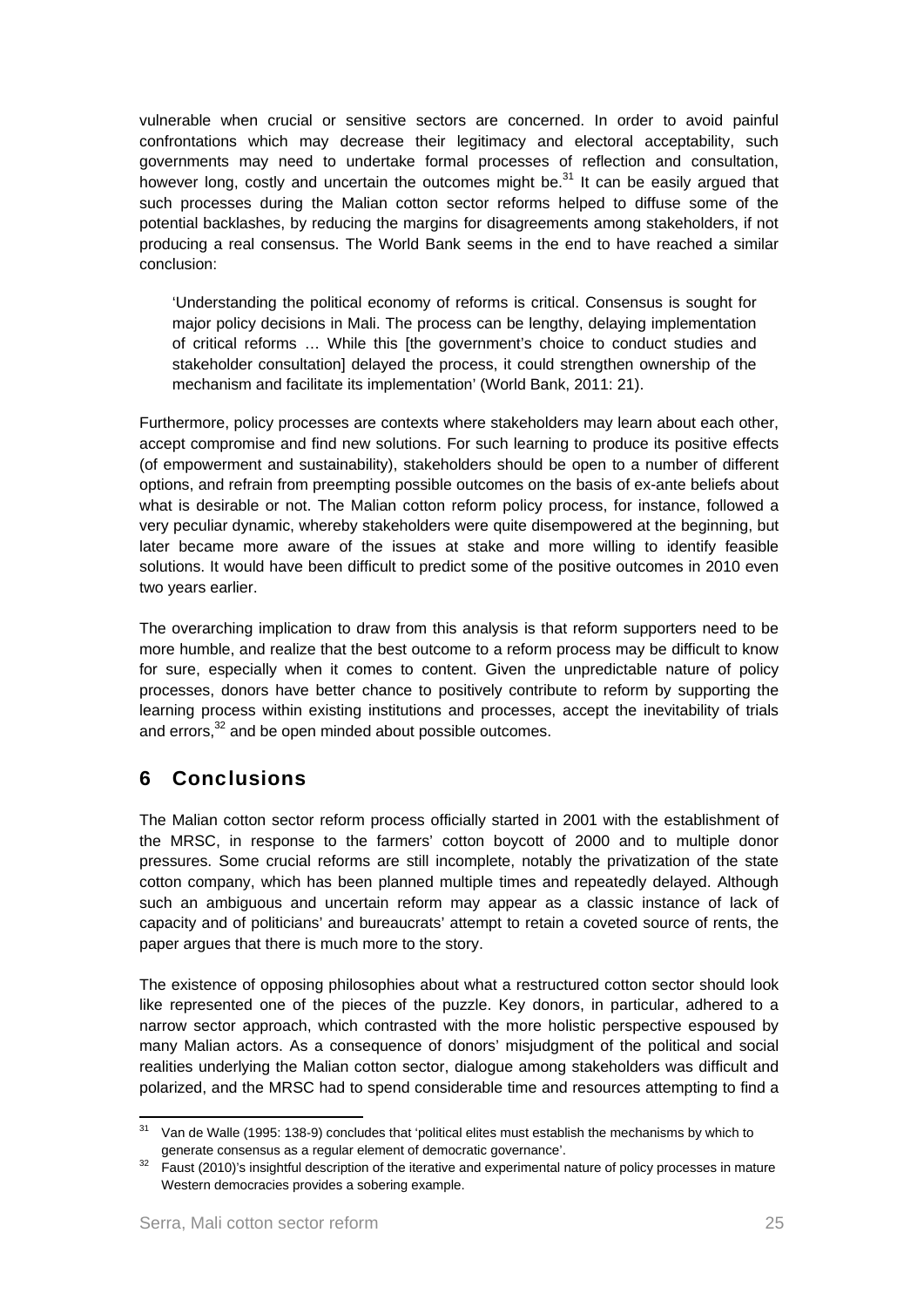vulnerable when crucial or sensitive sectors are concerned. In order to avoid painful confrontations which may decrease their legitimacy and electoral acceptability, such governments may need to undertake formal processes of reflection and consultation, however long, costly and uncertain the outcomes might be.[31] It can be easily argued that such processes during the Malian cotton sector reforms helped to diffuse some of the potential backlashes, by reducing the margins for disagreements among stakeholders, if not producing a real consensus. The World Bank seems in the end to have reached a similar conclusion:

> 'Understanding the political economy of reforms is critical. Consensus is sought for major policy decisions in Mali. The process can be lengthy, delaying implementation of critical reforms … While this [the government's choice to conduct studies and stakeholder consultation] delayed the process, it could strengthen ownership of the mechanism and facilitate its implementation' (World Bank, 2011: 21).

Furthermore, policy processes are contexts where stakeholders may learn about each other, accept compromise and find new solutions. For such learning to produce its positive effects (of empowerment and sustainability), stakeholders should be open to a number of different options, and refrain from preempting possible outcomes on the basis of ex-ante beliefs about what is desirable or not. The Malian cotton reform policy process, for instance, followed a very peculiar dynamic, whereby stakeholders were quite disempowered at the beginning, but later became more aware of the issues at stake and more willing to identify feasible solutions. It would have been difficult to predict some of the positive outcomes in 2010 even two years earlier.

The overarching implication to draw from this analysis is that reform supporters need to be more humble, and realize that the best outcome to a reform process may be difficult to know for sure, especially when it comes to content. Given the unpredictable nature of policy processes, donors have better chance to positively contribute to reform by supporting the learning process within existing institutions and processes, accept the inevitability of trials and errors,[32] and be open minded about possible outcomes.

## 6 Conclusions

The Malian cotton sector reform process officially started in 2001 with the establishment of the MRSC, in response to the farmers' cotton boycott of 2000 and to multiple donor pressures. Some crucial reforms are still incomplete, notably the privatization of the state cotton company, which has been planned multiple times and repeatedly delayed. Although such an ambiguous and uncertain reform may appear as a classic instance of lack of capacity and of politicians' and bureaucrats' attempt to retain a coveted source of rents, the paper argues that there is much more to the story.

The existence of opposing philosophies about what a restructured cotton sector should look like represented one of the pieces of the puzzle. Key donors, in particular, adhered to a narrow sector approach, which contrasted with the more holistic perspective espoused by many Malian actors. As a consequence of donors' misjudgment of the political and social realities underlying the Malian cotton sector, dialogue among stakeholders was difficult and polarized, and the MRSC had to spend considerable time and resources attempting to find a

---

[31] Van de Walle (1995: 138-9) concludes that 'political elites must establish the mechanisms by which to generate consensus as a regular element of democratic governance'.

[32] Faust (2010)'s insightful description of the iterative and experimental nature of policy processes in mature Western democracies provides a sobering example.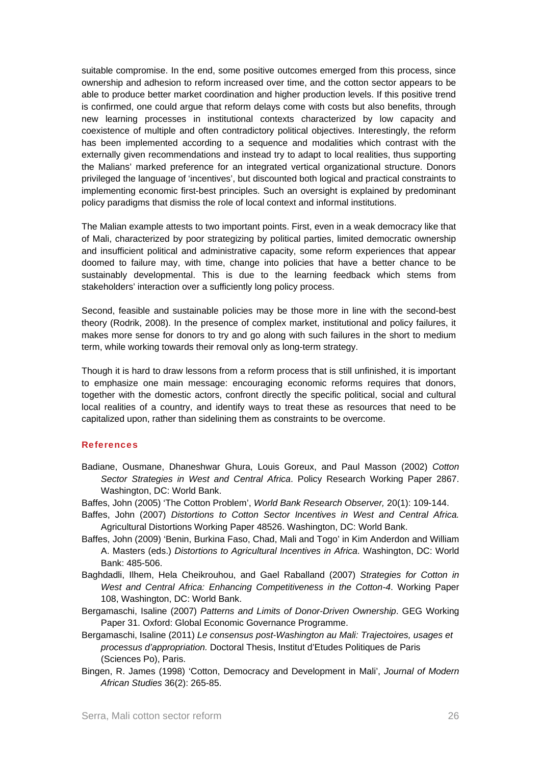suitable compromise. In the end, some positive outcomes emerged from this process, since ownership and adhesion to reform increased over time, and the cotton sector appears to be able to produce better market coordination and higher production levels. If this positive trend is confirmed, one could argue that reform delays come with costs but also benefits, through new learning processes in institutional contexts characterized by low capacity and coexistence of multiple and often contradictory political objectives. Interestingly, the reform has been implemented according to a sequence and modalities which contrast with the externally given recommendations and instead try to adapt to local realities, thus supporting the Malians' marked preference for an integrated vertical organizational structure. Donors privileged the language of 'incentives', but discounted both logical and practical constraints to implementing economic first-best principles. Such an oversight is explained by predominant policy paradigms that dismiss the role of local context and informal institutions.

The Malian example attests to two important points. First, even in a weak democracy like that of Mali, characterized by poor strategizing by political parties, limited democratic ownership and insufficient political and administrative capacity, some reform experiences that appear doomed to failure may, with time, change into policies that have a better chance to be sustainably developmental. This is due to the learning feedback which stems from stakeholders' interaction over a sufficiently long policy process.

Second, feasible and sustainable policies may be those more in line with the second-best theory (Rodrik, 2008). In the presence of complex market, institutional and policy failures, it makes more sense for donors to try and go along with such failures in the short to medium term, while working towards their removal only as long-term strategy.

Though it is hard to draw lessons from a reform process that is still unfinished, it is important to emphasize one main message: encouraging economic reforms requires that donors, together with the domestic actors, confront directly the specific political, social and cultural local realities of a country, and identify ways to treat these as resources that need to be capitalized upon, rather than sidelining them as constraints to be overcome.

## References

Badiane, Ousmane, Dhaneshwar Ghura, Louis Goreux, and Paul Masson (2002) *Cotton Sector Strategies in West and Central Africa*. Policy Research Working Paper 2867. Washington, DC: World Bank.

Baffes, John (2005) 'The Cotton Problem', *World Bank Research Observer,* 20(1): 109-144.

Baffes, John (2007) *Distortions to Cotton Sector Incentives in West and Central Africa.* Agricultural Distortions Working Paper 48526. Washington, DC: World Bank.

Baffes, John (2009) 'Benin, Burkina Faso, Chad, Mali and Togo' in Kim Anderdon and William A. Masters (eds.) *Distortions to Agricultural Incentives in Africa*. Washington, DC: World Bank: 485-506.

Baghdadli, Ilhem, Hela Cheikrouhou, and Gael Raballand (2007) *Strategies for Cotton in West and Central Africa: Enhancing Competitiveness in the Cotton-4*. Working Paper 108, Washington, DC: World Bank.

Bergamaschi, Isaline (2007) *Patterns and Limits of Donor-Driven Ownership*. GEG Working Paper 31. Oxford: Global Economic Governance Programme.

Bergamaschi, Isaline (2011) *Le consensus post-Washington au Mali: Trajectoires, usages et processus d'appropriation.* Doctoral Thesis, Institut d'Etudes Politiques de Paris (Sciences Po), Paris.

Bingen, R. James (1998) 'Cotton, Democracy and Development in Mali', *Journal of Modern African Studies* 36(2): 265-85.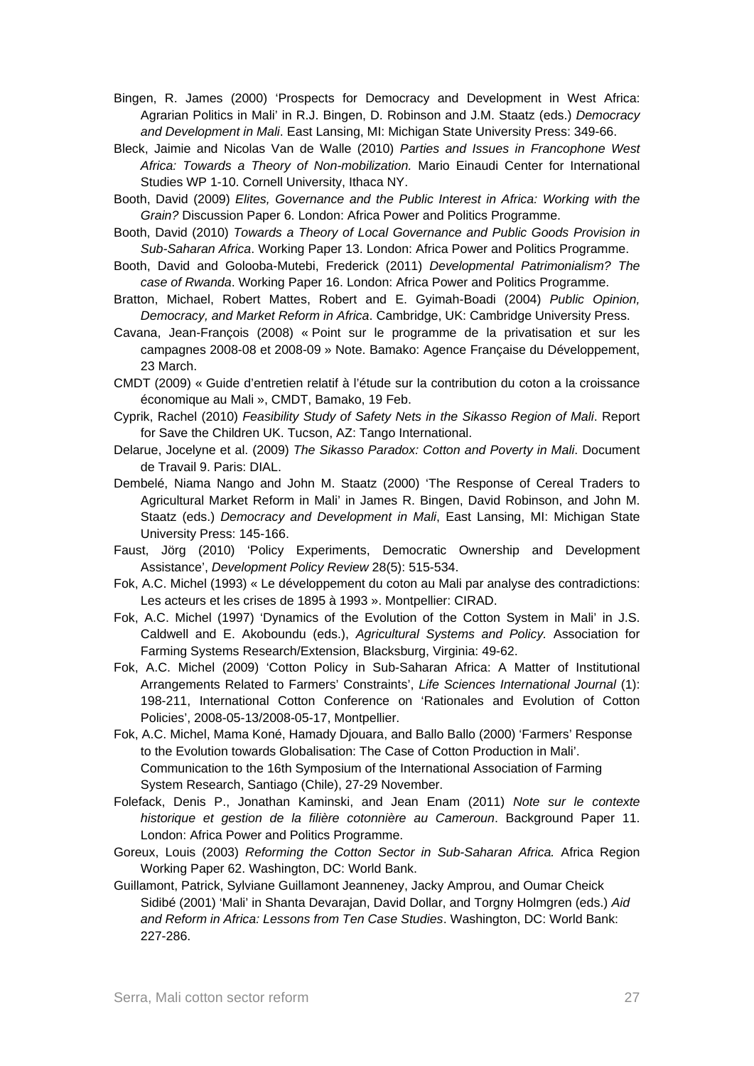Bingen, R. James (2000) 'Prospects for Democracy and Development in West Africa: Agrarian Politics in Mali' in R.J. Bingen, D. Robinson and J.M. Staatz (eds.) *Democracy and Development in Mali*. East Lansing, MI: Michigan State University Press: 349-66.

Bleck, Jaimie and Nicolas Van de Walle (2010) *Parties and Issues in Francophone West Africa: Towards a Theory of Non-mobilization.* Mario Einaudi Center for International Studies WP 1-10. Cornell University, Ithaca NY.

Booth, David (2009) *Elites, Governance and the Public Interest in Africa: Working with the Grain?* Discussion Paper 6. London: Africa Power and Politics Programme.

Booth, David (2010) *Towards a Theory of Local Governance and Public Goods Provision in Sub-Saharan Africa*. Working Paper 13. London: Africa Power and Politics Programme.

Booth, David and Golooba-Mutebi, Frederick (2011) *Developmental Patrimonialism? The case of Rwanda*. Working Paper 16. London: Africa Power and Politics Programme.

Bratton, Michael, Robert Mattes, Robert and E. Gyimah-Boadi (2004) *Public Opinion, Democracy, and Market Reform in Africa*. Cambridge, UK: Cambridge University Press.

Cavana, Jean-François (2008) « Point sur le programme de la privatisation et sur les campagnes 2008-08 et 2008-09 » Note. Bamako: Agence Française du Développement, 23 March.

CMDT (2009) « Guide d'entretien relatif à l'étude sur la contribution du coton a la croissance économique au Mali », CMDT, Bamako, 19 Feb.

Cyprik, Rachel (2010) *Feasibility Study of Safety Nets in the Sikasso Region of Mali*. Report for Save the Children UK. Tucson, AZ: Tango International.

Delarue, Jocelyne et al. (2009) *The Sikasso Paradox: Cotton and Poverty in Mali*. Document de Travail 9. Paris: DIAL.

Dembelé, Niama Nango and John M. Staatz (2000) 'The Response of Cereal Traders to Agricultural Market Reform in Mali' in James R. Bingen, David Robinson, and John M. Staatz (eds.) *Democracy and Development in Mali*, East Lansing, MI: Michigan State University Press: 145-166.

Faust, Jörg (2010) 'Policy Experiments, Democratic Ownership and Development Assistance', *Development Policy Review* 28(5): 515-534.

Fok, A.C. Michel (1993) « Le développement du coton au Mali par analyse des contradictions: Les acteurs et les crises de 1895 à 1993 ». Montpellier: CIRAD.

Fok, A.C. Michel (1997) 'Dynamics of the Evolution of the Cotton System in Mali' in J.S. Caldwell and E. Akoboundu (eds.), *Agricultural Systems and Policy.* Association for Farming Systems Research/Extension, Blacksburg, Virginia: 49-62.

Fok, A.C. Michel (2009) 'Cotton Policy in Sub-Saharan Africa: A Matter of Institutional Arrangements Related to Farmers' Constraints', *Life Sciences International Journal* (1): 198-211, International Cotton Conference on 'Rationales and Evolution of Cotton Policies', 2008-05-13/2008-05-17, Montpellier.

Fok, A.C. Michel, Mama Koné, Hamady Djouara, and Ballo Ballo (2000) 'Farmers' Response to the Evolution towards Globalisation: The Case of Cotton Production in Mali'. Communication to the 16th Symposium of the International Association of Farming System Research, Santiago (Chile), 27-29 November.

Folefack, Denis P., Jonathan Kaminski, and Jean Enam (2011) *Note sur le contexte historique et gestion de la filière cotonnière au Cameroun*. Background Paper 11. London: Africa Power and Politics Programme.

Goreux, Louis (2003) *Reforming the Cotton Sector in Sub-Saharan Africa.* Africa Region Working Paper 62. Washington, DC: World Bank.

Guillamont, Patrick, Sylviane Guillamont Jeanneney, Jacky Amprou, and Oumar Cheick Sidibé (2001) 'Mali' in Shanta Devarajan, David Dollar, and Torgny Holmgren (eds.) *Aid and Reform in Africa: Lessons from Ten Case Studies*. Washington, DC: World Bank: 227-286.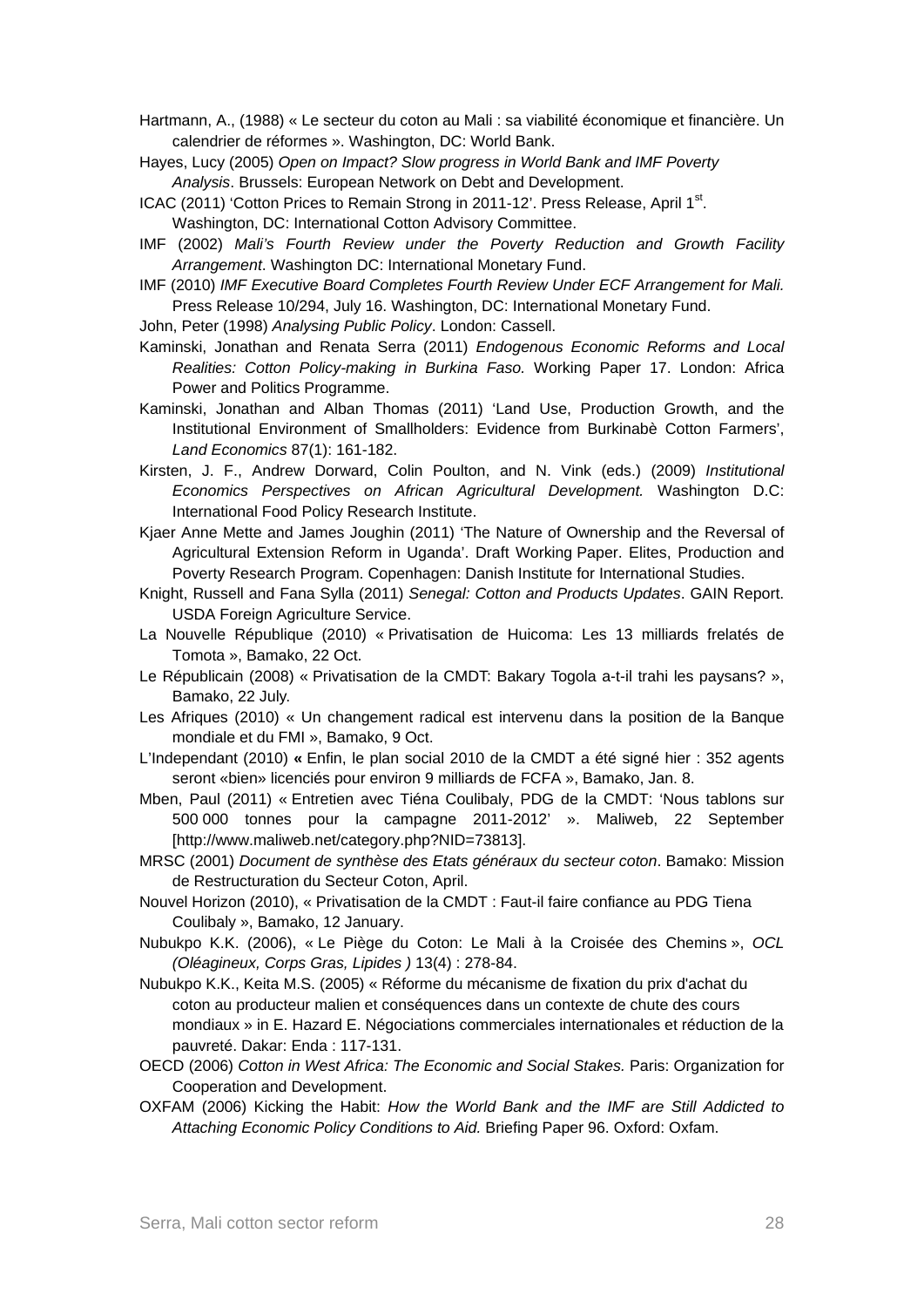Hartmann, A., (1988) « Le secteur du coton au Mali : sa viabilité économique et financière. Un calendrier de réformes ». Washington, DC: World Bank.

Hayes, Lucy (2005) *Open on Impact? Slow progress in World Bank and IMF Poverty Analysis*. Brussels: European Network on Debt and Development.

ICAC (2011) 'Cotton Prices to Remain Strong in 2011-12'. Press Release, April 1st. Washington, DC: International Cotton Advisory Committee.

IMF (2002) *Mali's Fourth Review under the Poverty Reduction and Growth Facility Arrangement*. Washington DC: International Monetary Fund.

IMF (2010) *IMF Executive Board Completes Fourth Review Under ECF Arrangement for Mali.* Press Release 10/294, July 16. Washington, DC: International Monetary Fund.

John, Peter (1998) *Analysing Public Policy*. London: Cassell.

Kaminski, Jonathan and Renata Serra (2011) *Endogenous Economic Reforms and Local Realities: Cotton Policy-making in Burkina Faso.* Working Paper 17. London: Africa Power and Politics Programme.

Kaminski, Jonathan and Alban Thomas (2011) 'Land Use, Production Growth, and the Institutional Environment of Smallholders: Evidence from Burkinabè Cotton Farmers', *Land Economics* 87(1): 161-182.

Kirsten, J. F., Andrew Dorward, Colin Poulton, and N. Vink (eds.) (2009) *Institutional Economics Perspectives on African Agricultural Development.* Washington D.C: International Food Policy Research Institute.

Kjaer Anne Mette and James Joughin (2011) 'The Nature of Ownership and the Reversal of Agricultural Extension Reform in Uganda'. Draft Working Paper. Elites, Production and Poverty Research Program. Copenhagen: Danish Institute for International Studies.

Knight, Russell and Fana Sylla (2011) *Senegal: Cotton and Products Updates*. GAIN Report. USDA Foreign Agriculture Service.

La Nouvelle République (2010) « Privatisation de Huicoma: Les 13 milliards frelatés de Tomota », Bamako, 22 Oct.

Le Républicain (2008) « Privatisation de la CMDT: Bakary Togola a-t-il trahi les paysans? », Bamako, 22 July.

Les Afriques (2010) « Un changement radical est intervenu dans la position de la Banque mondiale et du FMI », Bamako, 9 Oct.

L'Independant (2010) **«** Enfin, le plan social 2010 de la CMDT a été signé hier : 352 agents seront «bien» licenciés pour environ 9 milliards de FCFA », Bamako, Jan. 8.

Mben, Paul (2011) « Entretien avec Tiéna Coulibaly, PDG de la CMDT: 'Nous tablons sur 500 000 tonnes pour la campagne 2011-2012' ». Maliweb, 22 September [http://www.maliweb.net/category.php?NID=73813].

MRSC (2001) *Document de synthèse des Etats généraux du secteur coton*. Bamako: Mission de Restructuration du Secteur Coton, April.

Nouvel Horizon (2010), « Privatisation de la CMDT : Faut-il faire confiance au PDG Tiena Coulibaly », Bamako, 12 January.

Nubukpo K.K. (2006), « Le Piège du Coton: Le Mali à la Croisée des Chemins », *OCL (Oléagineux, Corps Gras, Lipides )* 13(4) : 278-84.

Nubukpo K.K., Keita M.S. (2005) « Réforme du mécanisme de fixation du prix d'achat du coton au producteur malien et conséquences dans un contexte de chute des cours mondiaux » in E. Hazard E. Négociations commerciales internationales et réduction de la pauvreté. Dakar: Enda : 117-131.

OECD (2006) *Cotton in West Africa: The Economic and Social Stakes.* Paris: Organization for Cooperation and Development.

OXFAM (2006) Kicking the Habit: *How the World Bank and the IMF are Still Addicted to Attaching Economic Policy Conditions to Aid.* Briefing Paper 96. Oxford: Oxfam.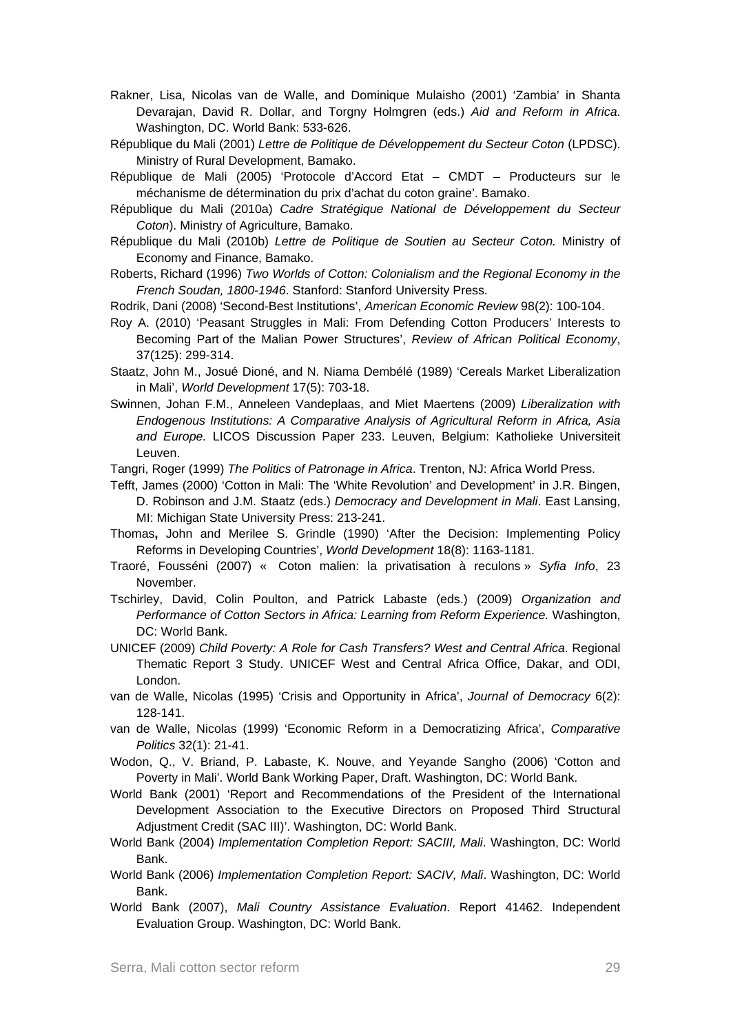Rakner, Lisa, Nicolas van de Walle, and Dominique Mulaisho (2001) 'Zambia' in Shanta Devarajan, David R. Dollar, and Torgny Holmgren (eds.) *Aid and Reform in Africa*. Washington, DC. World Bank: 533-626.

République du Mali (2001) *Lettre de Politique de Développement du Secteur Coton* (LPDSC). Ministry of Rural Development, Bamako.

République de Mali (2005) 'Protocole d'Accord Etat – CMDT – Producteurs sur le méchanisme de détermination du prix d'achat du coton graine'. Bamako.

République du Mali (2010a) *Cadre Stratégique National de Développement du Secteur Coton*). Ministry of Agriculture, Bamako.

République du Mali (2010b) *Lettre de Politique de Soutien au Secteur Coton.* Ministry of Economy and Finance, Bamako.

Roberts, Richard (1996) *Two Worlds of Cotton: Colonialism and the Regional Economy in the French Soudan, 1800-1946*. Stanford: Stanford University Press.

Rodrik, Dani (2008) 'Second-Best Institutions', *American Economic Review* 98(2): 100-104.

Roy A. (2010) 'Peasant Struggles in Mali: From Defending Cotton Producers' Interests to Becoming Part of the Malian Power Structures', *Review of African Political Economy*, 37(125): 299-314.

Staatz, John M., Josué Dioné, and N. Niama Dembélé (1989) 'Cereals Market Liberalization in Mali', *World Development* 17(5): 703-18.

Swinnen, Johan F.M., Anneleen Vandeplaas, and Miet Maertens (2009) *Liberalization with Endogenous Institutions: A Comparative Analysis of Agricultural Reform in Africa, Asia and Europe.* LICOS Discussion Paper 233. Leuven, Belgium: Katholieke Universiteit Leuven.

Tangri, Roger (1999) *The Politics of Patronage in Africa*. Trenton, NJ: Africa World Press.

Tefft, James (2000) 'Cotton in Mali: The 'White Revolution' and Development' in J.R. Bingen, D. Robinson and J.M. Staatz (eds.) *Democracy and Development in Mali*. East Lansing, MI: Michigan State University Press: 213-241.

Thomas**,** John and Merilee S. Grindle (1990) 'After the Decision: Implementing Policy Reforms in Developing Countries', *World Development* 18(8): 1163-1181.

Traoré, Fousséni (2007) « Coton malien: la privatisation à reculons » *Syfia Info*, 23 November.

Tschirley, David, Colin Poulton, and Patrick Labaste (eds.) (2009) *Organization and Performance of Cotton Sectors in Africa: Learning from Reform Experience.* Washington, DC: World Bank.

UNICEF (2009) *Child Poverty: A Role for Cash Transfers? West and Central Africa*. Regional Thematic Report 3 Study. UNICEF West and Central Africa Office, Dakar, and ODI, London.

van de Walle, Nicolas (1995) 'Crisis and Opportunity in Africa', *Journal of Democracy* 6(2): 128-141.

van de Walle, Nicolas (1999) 'Economic Reform in a Democratizing Africa', *Comparative Politics* 32(1): 21-41.

Wodon, Q., V. Briand, P. Labaste, K. Nouve, and Yeyande Sangho (2006) 'Cotton and Poverty in Mali'. World Bank Working Paper, Draft. Washington, DC: World Bank.

World Bank (2001) 'Report and Recommendations of the President of the International Development Association to the Executive Directors on Proposed Third Structural Adjustment Credit (SAC III)'. Washington, DC: World Bank.

World Bank (2004) *Implementation Completion Report: SACIII, Mali*. Washington, DC: World Bank.

World Bank (2006) *Implementation Completion Report: SACIV, Mali*. Washington, DC: World Bank.

World Bank (2007), *Mali Country Assistance Evaluation*. Report 41462. Independent Evaluation Group. Washington, DC: World Bank.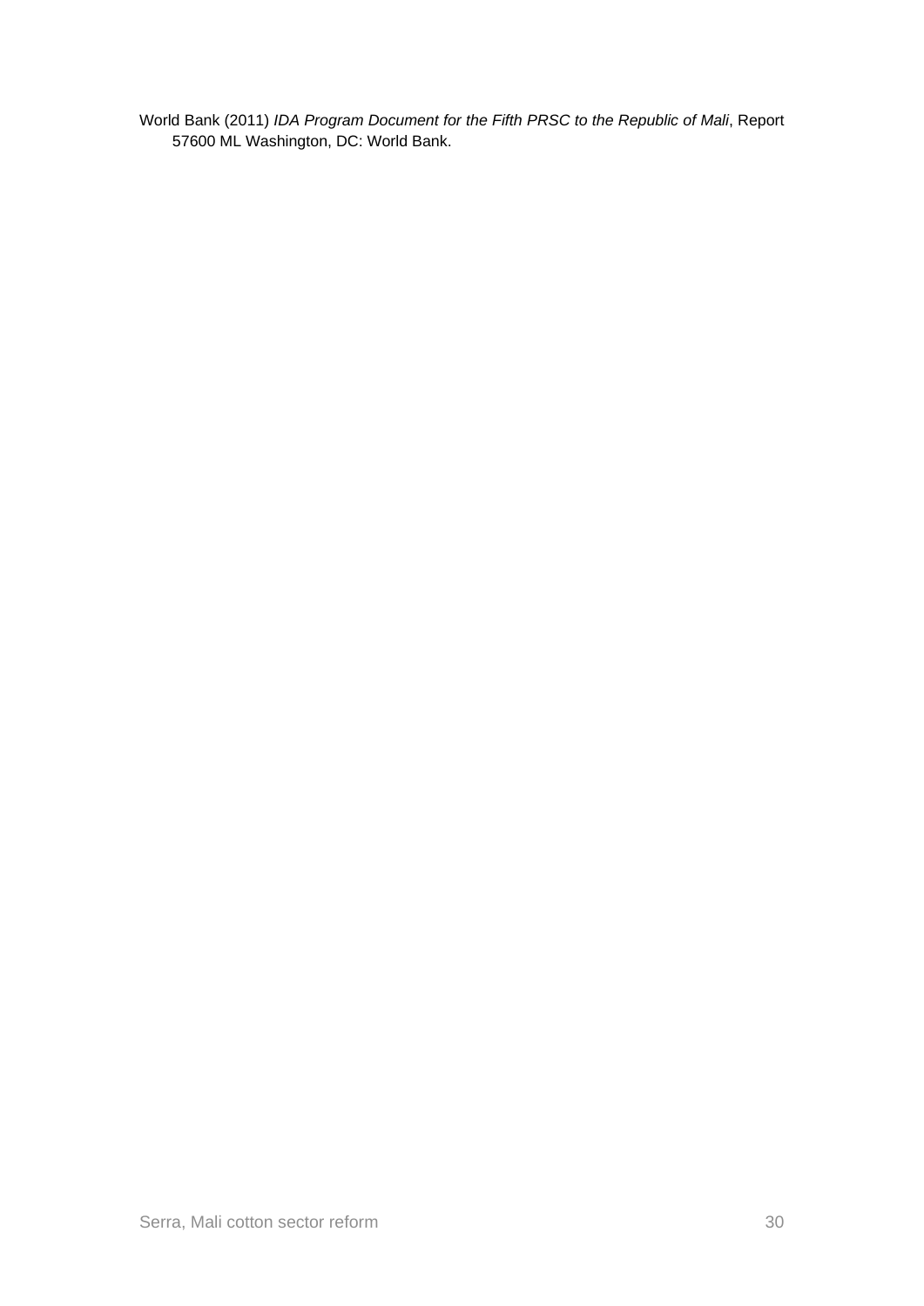World Bank (2011) *IDA Program Document for the Fifth PRSC to the Republic of Mali*, Report 57600 ML Washington, DC: World Bank.